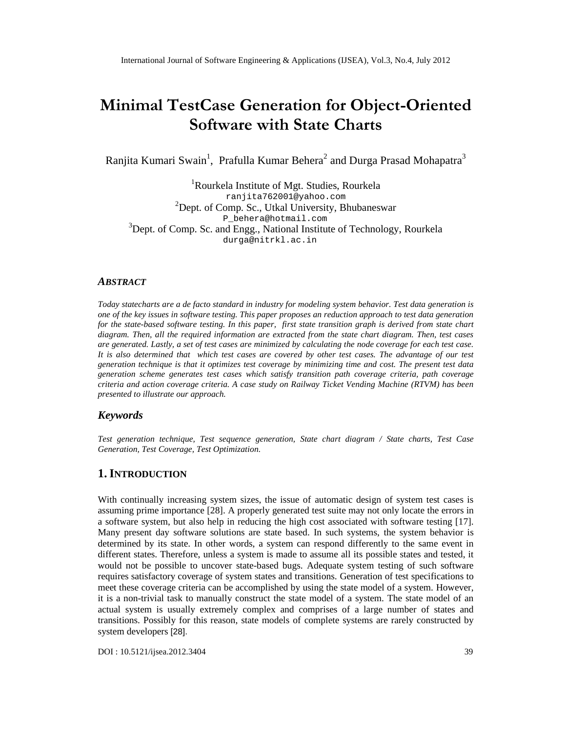# Minimal TestCase Generation for Object-Oriented Software with State Charts

Ranjita Kumari Swain[1], Prafulla Kumar Behera[2] and Durga Prasad Mohapatra[3]

[1]Rourkela Institute of Mgt. Studies, Rourkela
ranjita762001@yahoo.com
[2]Dept. of Comp. Sc., Utkal University, Bhubaneswar
P_behera@hotmail.com
[3]Dept. of Comp. Sc. and Engg., National Institute of Technology, Rourkela
durga@nitrkl.ac.in

## *ABSTRACT*

*Today statecharts are a de facto standard in industry for modeling system behavior. Test data generation is one of the key issues in software testing. This paper proposes an reduction approach to test data generation for the state-based software testing. In this paper, first state transition graph is derived from state chart diagram. Then, all the required information are extracted from the state chart diagram. Then, test cases are generated. Lastly, a set of test cases are minimized by calculating the node coverage for each test case. It is also determined that which test cases are covered by other test cases. The advantage of our test generation technique is that it optimizes test coverage by minimizing time and cost. The present test data generation scheme generates test cases which satisfy transition path coverage criteria, path coverage criteria and action coverage criteria. A case study on Railway Ticket Vending Machine (RTVM) has been presented to illustrate our approach.*

## *Keywords*

*Test generation technique, Test sequence generation, State chart diagram / State charts, Test Case Generation, Test Coverage, Test Optimization.*

## 1. INTRODUCTION

With continually increasing system sizes, the issue of automatic design of system test cases is assuming prime importance [28]. A properly generated test suite may not only locate the errors in a software system, but also help in reducing the high cost associated with software testing [17]. Many present day software solutions are state based. In such systems, the system behavior is determined by its state. In other words, a system can respond differently to the same event in different states. Therefore, unless a system is made to assume all its possible states and tested, it would not be possible to uncover state-based bugs. Adequate system testing of such software requires satisfactory coverage of system states and transitions. Generation of test specifications to meet these coverage criteria can be accomplished by using the state model of a system. However, it is a non-trivial task to manually construct the state model of a system. The state model of an actual system is usually extremely complex and comprises of a large number of states and transitions. Possibly for this reason, state models of complete systems are rarely constructed by system developers [28].

DOI : 10.5121/ijsea.2012.3404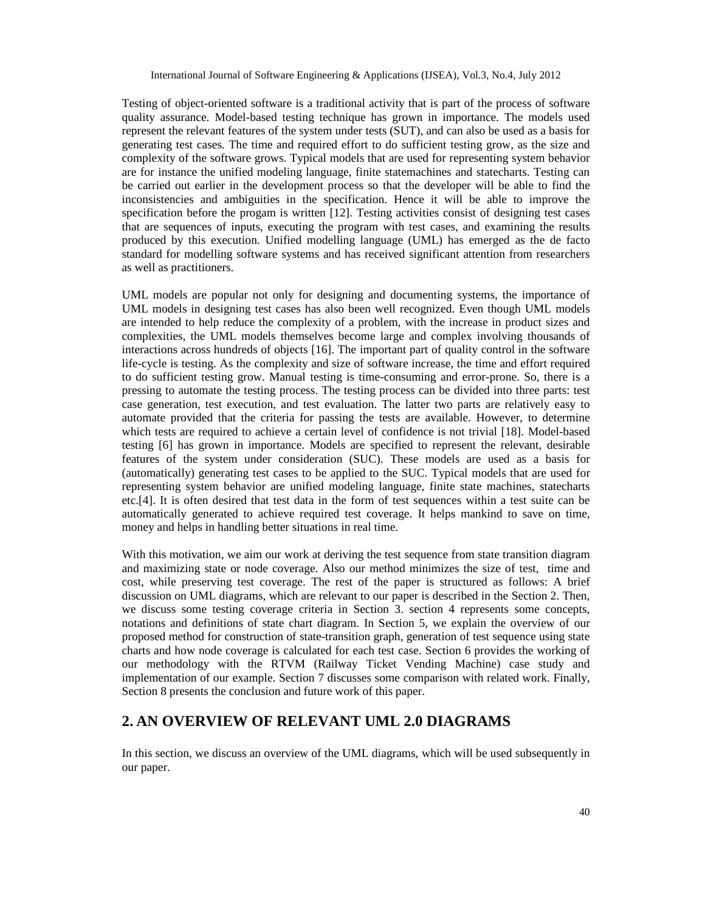Testing of object-oriented software is a traditional activity that is part of the process of software quality assurance. Model-based testing technique has grown in importance. The models used represent the relevant features of the system under tests (SUT), and can also be used as a basis for generating test cases. The time and required effort to do sufficient testing grow, as the size and complexity of the software grows. Typical models that are used for representing system behavior are for instance the unified modeling language, finite statemachines and statecharts. Testing can be carried out earlier in the development process so that the developer will be able to find the inconsistencies and ambiguities in the specification. Hence it will be able to improve the specification before the progam is written [12]. Testing activities consist of designing test cases that are sequences of inputs, executing the program with test cases, and examining the results produced by this execution. Unified modelling language (UML) has emerged as the de facto standard for modelling software systems and has received significant attention from researchers as well as practitioners.

UML models are popular not only for designing and documenting systems, the importance of UML models in designing test cases has also been well recognized. Even though UML models are intended to help reduce the complexity of a problem, with the increase in product sizes and complexities, the UML models themselves become large and complex involving thousands of interactions across hundreds of objects [16]. The important part of quality control in the software life-cycle is testing. As the complexity and size of software increase, the time and effort required to do sufficient testing grow. Manual testing is time-consuming and error-prone. So, there is a pressing to automate the testing process. The testing process can be divided into three parts: test case generation, test execution, and test evaluation. The latter two parts are relatively easy to automate provided that the criteria for passing the tests are available. However, to determine which tests are required to achieve a certain level of confidence is not trivial [18]. Model-based testing [6] has grown in importance. Models are specified to represent the relevant, desirable features of the system under consideration (SUC). These models are used as a basis for (automatically) generating test cases to be applied to the SUC. Typical models that are used for representing system behavior are unified modeling language, finite state machines, statecharts etc.[4]. It is often desired that test data in the form of test sequences within a test suite can be automatically generated to achieve required test coverage. It helps mankind to save on time, money and helps in handling better situations in real time.

With this motivation, we aim our work at deriving the test sequence from state transition diagram and maximizing state or node coverage. Also our method minimizes the size of test, time and cost, while preserving test coverage. The rest of the paper is structured as follows: A brief discussion on UML diagrams, which are relevant to our paper is described in the Section 2. Then, we discuss some testing coverage criteria in Section 3. section 4 represents some concepts, notations and definitions of state chart diagram. In Section 5, we explain the overview of our proposed method for construction of state-transition graph, generation of test sequence using state charts and how node coverage is calculated for each test case. Section 6 provides the working of our methodology with the RTVM (Railway Ticket Vending Machine) case study and implementation of our example. Section 7 discusses some comparison with related work. Finally, Section 8 presents the conclusion and future work of this paper.

## 2. AN OVERVIEW OF RELEVANT UML 2.0 DIAGRAMS

In this section, we discuss an overview of the UML diagrams, which will be used subsequently in our paper.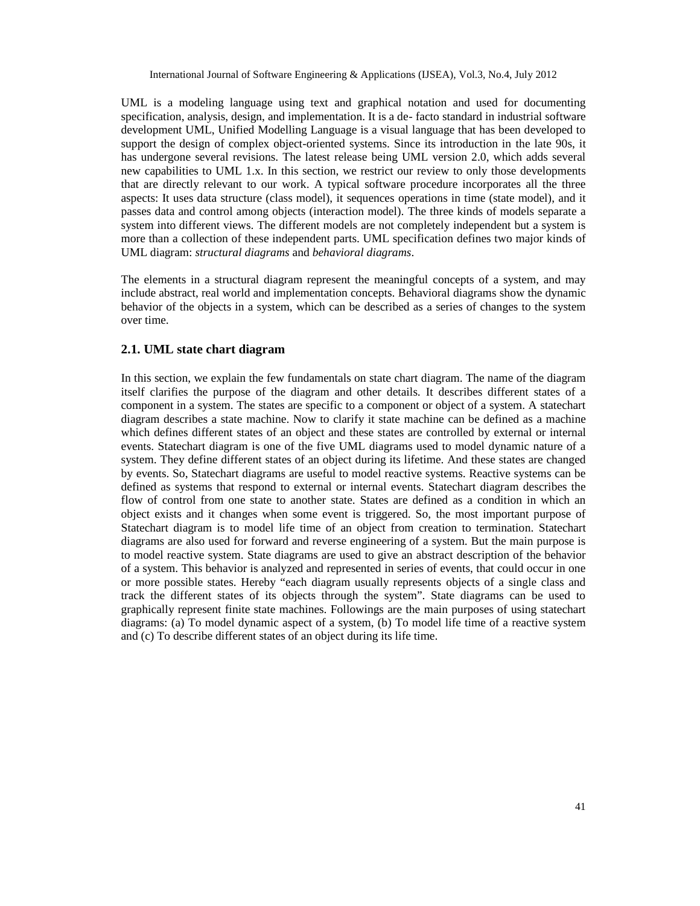UML is a modeling language using text and graphical notation and used for documenting specification, analysis, design, and implementation. It is a de- facto standard in industrial software development UML, Unified Modelling Language is a visual language that has been developed to support the design of complex object-oriented systems. Since its introduction in the late 90s, it has undergone several revisions. The latest release being UML version 2.0, which adds several new capabilities to UML 1.x. In this section, we restrict our review to only those developments that are directly relevant to our work. A typical software procedure incorporates all the three aspects: It uses data structure (class model), it sequences operations in time (state model), and it passes data and control among objects (interaction model). The three kinds of models separate a system into different views. The different models are not completely independent but a system is more than a collection of these independent parts. UML specification defines two major kinds of UML diagram: *structural diagrams* and *behavioral diagrams*.

The elements in a structural diagram represent the meaningful concepts of a system, and may include abstract, real world and implementation concepts. Behavioral diagrams show the dynamic behavior of the objects in a system, which can be described as a series of changes to the system over time.

## 2.1. UML state chart diagram

In this section, we explain the few fundamentals on state chart diagram. The name of the diagram itself clarifies the purpose of the diagram and other details. It describes different states of a component in a system. The states are specific to a component or object of a system. A statechart diagram describes a state machine. Now to clarify it state machine can be defined as a machine which defines different states of an object and these states are controlled by external or internal events. Statechart diagram is one of the five UML diagrams used to model dynamic nature of a system. They define different states of an object during its lifetime. And these states are changed by events. So, Statechart diagrams are useful to model reactive systems. Reactive systems can be defined as systems that respond to external or internal events. Statechart diagram describes the flow of control from one state to another state. States are defined as a condition in which an object exists and it changes when some event is triggered. So, the most important purpose of Statechart diagram is to model life time of an object from creation to termination. Statechart diagrams are also used for forward and reverse engineering of a system. But the main purpose is to model reactive system. State diagrams are used to give an abstract description of the behavior of a system. This behavior is analyzed and represented in series of events, that could occur in one or more possible states. Hereby "each diagram usually represents objects of a single class and track the different states of its objects through the system". State diagrams can be used to graphically represent finite state machines. Followings are the main purposes of using statechart diagrams: (a) To model dynamic aspect of a system, (b) To model life time of a reactive system and (c) To describe different states of an object during its life time.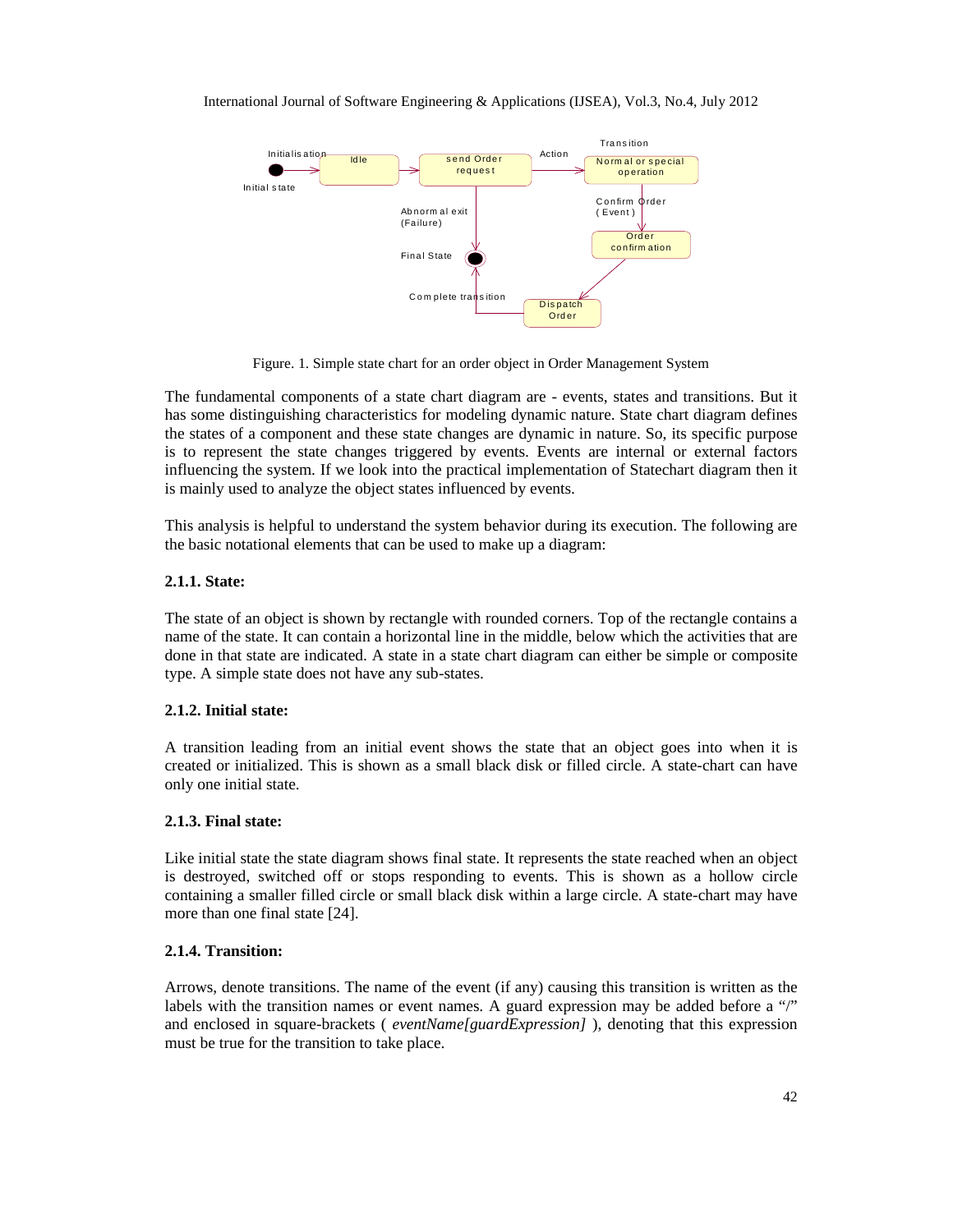Figure. 1. Simple state chart for an order object in Order Management System

The fundamental components of a state chart diagram are - events, states and transitions. But it has some distinguishing characteristics for modeling dynamic nature. State chart diagram defines the states of a component and these state changes are dynamic in nature. So, its specific purpose is to represent the state changes triggered by events. Events are internal or external factors influencing the system. If we look into the practical implementation of Statechart diagram then it is mainly used to analyze the object states influenced by events.

This analysis is helpful to understand the system behavior during its execution. The following are the basic notational elements that can be used to make up a diagram:

### 2.1.1. State:

The state of an object is shown by rectangle with rounded corners. Top of the rectangle contains a name of the state. It can contain a horizontal line in the middle, below which the activities that are done in that state are indicated. A state in a state chart diagram can either be simple or composite type. A simple state does not have any sub-states.

### 2.1.2. Initial state:

A transition leading from an initial event shows the state that an object goes into when it is created or initialized. This is shown as a small black disk or filled circle. A state-chart can have only one initial state.

### 2.1.3. Final state:

Like initial state the state diagram shows final state. It represents the state reached when an object is destroyed, switched off or stops responding to events. This is shown as a hollow circle containing a smaller filled circle or small black disk within a large circle. A state-chart may have more than one final state [24].

### 2.1.4. Transition:

Arrows, denote transitions. The name of the event (if any) causing this transition is written as the labels with the transition names or event names. A guard expression may be added before a "/" and enclosed in square-brackets ( *eventName[guardExpression]* ), denoting that this expression must be true for the transition to take place.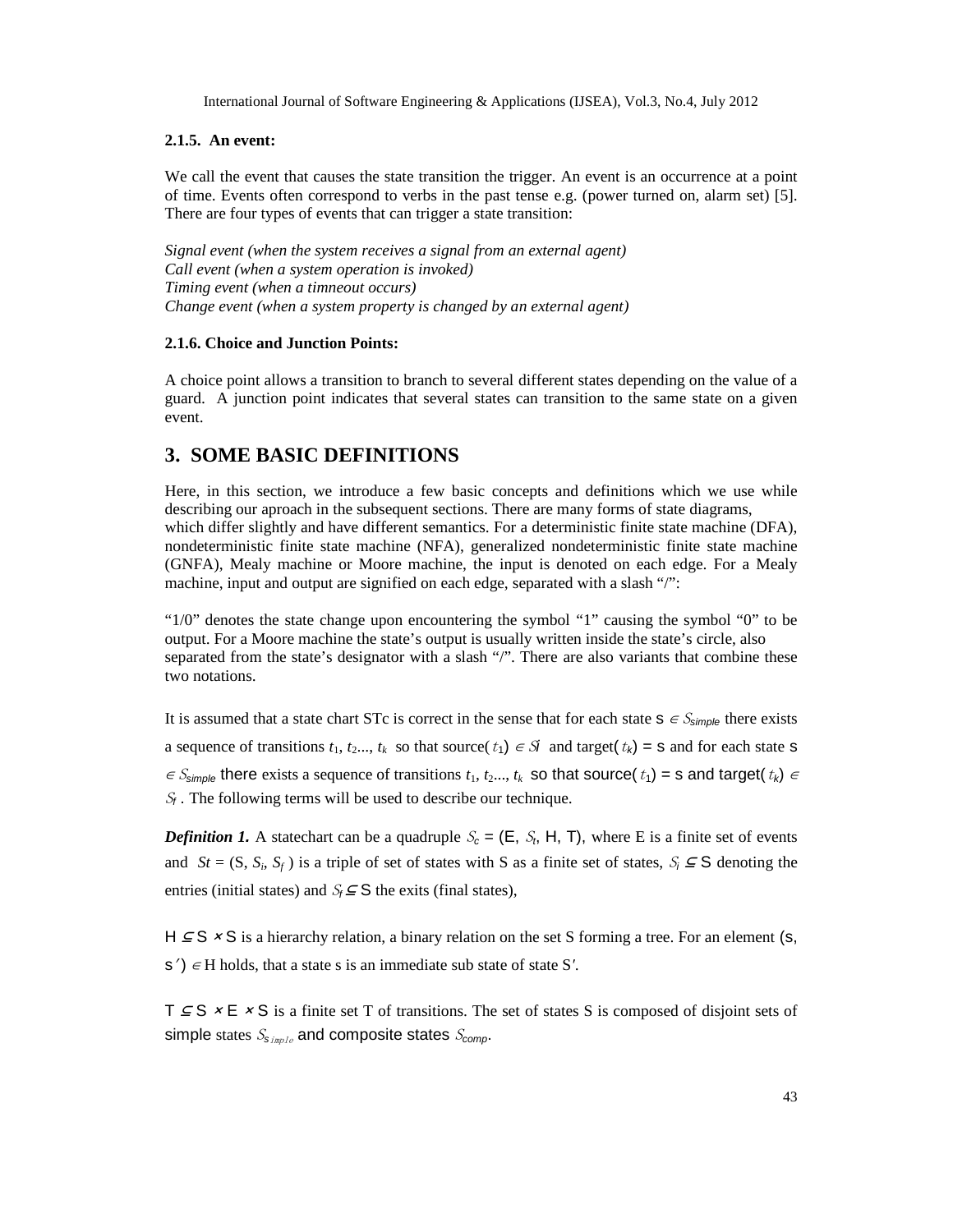#### 2.1.5. An event:

We call the event that causes the state transition the trigger. An event is an occurrence at a point of time. Events often correspond to verbs in the past tense e.g. (power turned on, alarm set) [5]. There are four types of events that can trigger a state transition:

*Signal event (when the system receives a signal from an external agent)*
*Call event (when a system operation is invoked)*
*Timing event (when a timneout occurs)*
*Change event (when a system property is changed by an external agent)*

#### 2.1.6. Choice and Junction Points:

A choice point allows a transition to branch to several different states depending on the value of a guard. A junction point indicates that several states can transition to the same state on a given event.

## 3. SOME BASIC DEFINITIONS

Here, in this section, we introduce a few basic concepts and definitions which we use while describing our aproach in the subsequent sections. There are many forms of state diagrams, which differ slightly and have different semantics. For a deterministic finite state machine (DFA), nondeterministic finite state machine (NFA), generalized nondeterministic finite state machine (GNFA), Mealy machine or Moore machine, the input is denoted on each edge. For a Mealy machine, input and output are signified on each edge, separated with a slash "/":

"1/0" denotes the state change upon encountering the symbol "1" causing the symbol "0" to be output. For a Moore machine the state's output is usually written inside the state's circle, also separated from the state's designator with a slash "/". There are also variants that combine these two notations.

It is assumed that a state chart STc is correct in the sense that for each state $s \in S_{simple}$ there exists a sequence of transitions $t_1, t_2..., t_k$ so that source($t_1$) $\in S_i$ and target($t_k$) = s and for each state s $\in S_{simple}$ there exists a sequence of transitions $t_1, t_2..., t_k$ so that source($t_1$) = s and target($t_k$) $\in S_f$. The following terms will be used to describe our technique.

***Definition 1.*** A statechart can be a quadruple $S_c = (E, S_t, H, T)$, where E is a finite set of events and $St = (S, S_i, S_f)$ is a triple of set of states with S as a finite set of states, $S_i \subseteq S$ denoting the entries (initial states) and $S_f \subseteq S$ the exits (final states),

$H \subseteq S \times S$ is a hierarchy relation, a binary relation on the set S forming a tree. For an element $(s, s') \in H$ holds, that a state s is an immediate sub state of state S'.

$T \subseteq S \times E \times S$ is a finite set T of transitions. The set of states S is composed of disjoint sets of simple states $S_{simple}$ and composite states $S_{comp}$.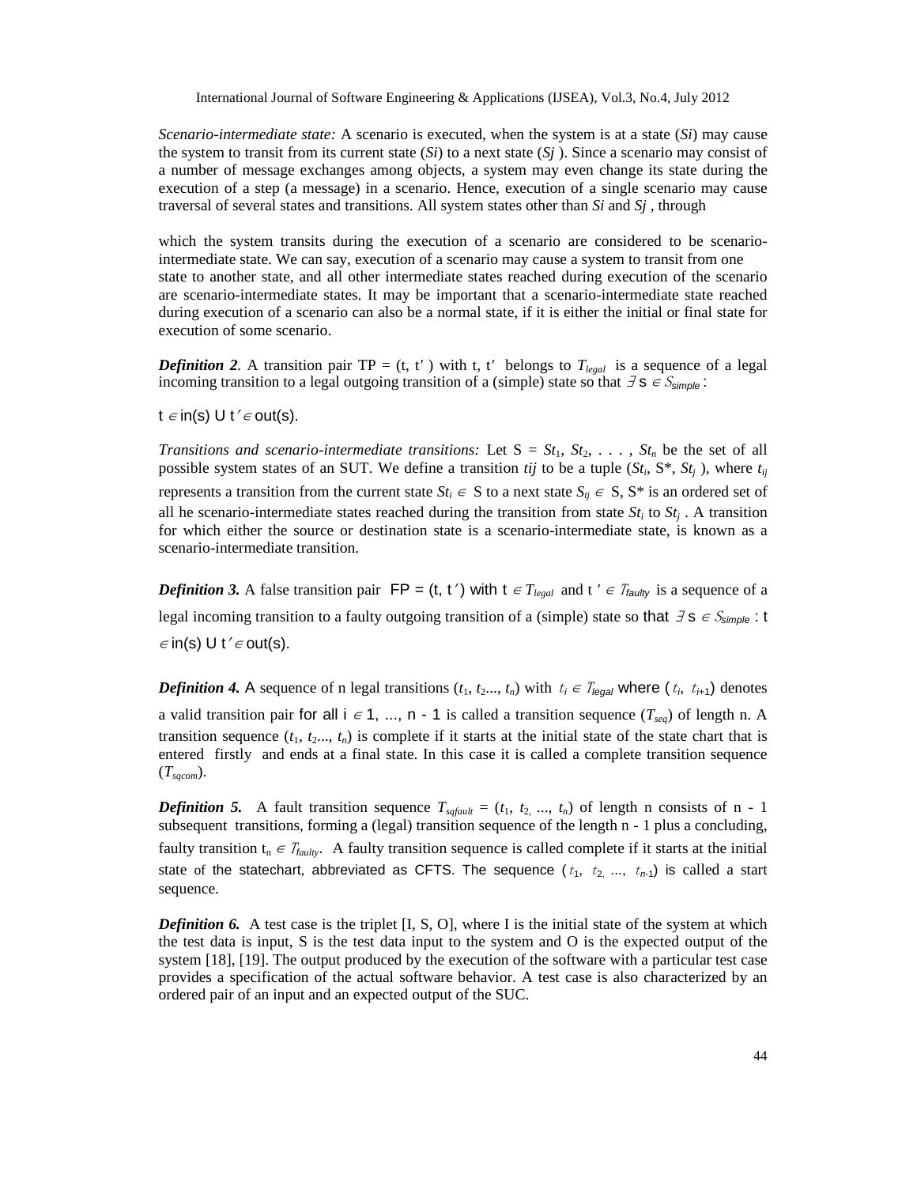*Scenario-intermediate state:* A scenario is executed, when the system is at a state (*Si*) may cause the system to transit from its current state (*Si*) to a next state (*Sj* ). Since a scenario may consist of a number of message exchanges among objects, a system may even change its state during the execution of a step (a message) in a scenario. Hence, execution of a single scenario may cause traversal of several states and transitions. All system states other than *Si* and *Sj* , through

which the system transits during the execution of a scenario are considered to be scenario-intermediate state. We can say, execution of a scenario may cause a system to transit from one state to another state, and all other intermediate states reached during execution of the scenario are scenario-intermediate states. It may be important that a scenario-intermediate state reached during execution of a scenario can also be a normal state, if it is either the initial or final state for execution of some scenario.

***Definition 2***. A transition pair TP = (t, t′ ) with t, t′ belongs to $T_{legal}$ is a sequence of a legal incoming transition to a legal outgoing transition of a (simple) state so that $\exists$ s $\in S_{simple}$ :

t $\in$ in(s) U t′ $\in$ out(s).

*Transitions and scenario-intermediate transitions:* Let S = $St_1$, $St_2$, . . . , $St_n$ be the set of all possible system states of an SUT. We define a transition *tij* to be a tuple ($St_i$, S\*, $St_j$ ), where $t_{ij}$ represents a transition from the current state $St_i \in$ S to a next state $S_{tj} \in$ S, S\* is an ordered set of all he scenario-intermediate states reached during the transition from state $St_i$ to $St_j$ . A transition for which either the source or destination state is a scenario-intermediate state, is known as a scenario-intermediate transition.

***Definition 3.*** A false transition pair FP = (t, t′) with t $\in T_{legal}$ and t ′ $\in T_{faulty}$ is a sequence of a legal incoming transition to a faulty outgoing transition of a (simple) state so that $\exists$ s $\in S_{simple}$ : t $\in$ in(s) U t′ $\in$ out(s).

***Definition 4.*** A sequence of n legal transitions ($t_1$, $t_2$..., $t_n$) with $t_i \in T_{legal}$ where ($t_i$, $t_{i+1}$) denotes a valid transition pair for all i $\in$ 1, ..., n - 1 is called a transition sequence ($T_{seq}$) of length n. A transition sequence ($t_1$, $t_2$..., $t_n$) is complete if it starts at the initial state of the state chart that is entered firstly and ends at a final state. In this case it is called a complete transition sequence ($T_{sqcom}$).

***Definition 5.*** A fault transition sequence $T_{sqfault}$ = ($t_1$, $t_2$, ..., $t_n$) of length n consists of n - 1 subsequent transitions, forming a (legal) transition sequence of the length n - 1 plus a concluding, faulty transition $t_n \in T_{faulty}$. A faulty transition sequence is called complete if it starts at the initial state of the statechart, abbreviated as CFTS. The sequence ($t_1$, $t_2$, ..., $t_{n-1}$) is called a start sequence.

***Definition 6.*** A test case is the triplet [I, S, O], where I is the initial state of the system at which the test data is input, S is the test data input to the system and O is the expected output of the system [18], [19]. The output produced by the execution of the software with a particular test case provides a specification of the actual software behavior. A test case is also characterized by an ordered pair of an input and an expected output of the SUC.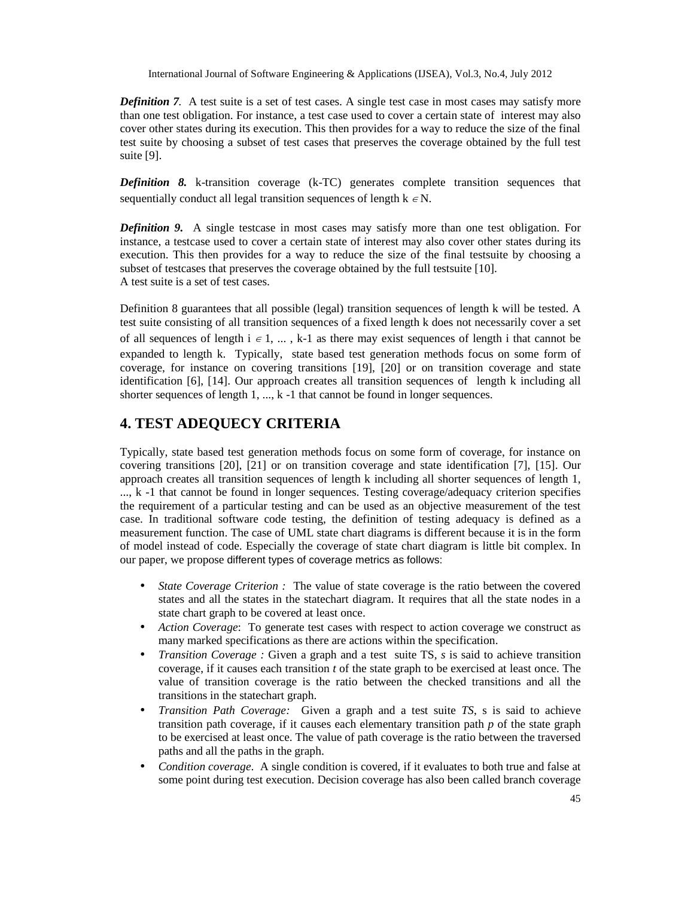***Definition 7**.* A test suite is a set of test cases. A single test case in most cases may satisfy more than one test obligation. For instance, a test case used to cover a certain state of interest may also cover other states during its execution. This then provides for a way to reduce the size of the final test suite by choosing a subset of test cases that preserves the coverage obtained by the full test suite [9].

***Definition 8.*** k-transition coverage (k-TC) generates complete transition sequences that sequentially conduct all legal transition sequences of length $k \in N$.

***Definition 9.*** A single testcase in most cases may satisfy more than one test obligation. For instance, a testcase used to cover a certain state of interest may also cover other states during its execution. This then provides for a way to reduce the size of the final testsuite by choosing a subset of testcases that preserves the coverage obtained by the full testsuite [10].
A test suite is a set of test cases.

Definition 8 guarantees that all possible (legal) transition sequences of length k will be tested. A test suite consisting of all transition sequences of a fixed length k does not necessarily cover a set of all sequences of length $i \in 1, \ldots, k\text{-}1$ as there may exist sequences of length i that cannot be expanded to length k. Typically, state based test generation methods focus on some form of coverage, for instance on covering transitions [19], [20] or on transition coverage and state identification [6], [14]. Our approach creates all transition sequences of length k including all shorter sequences of length 1, ..., k -1 that cannot be found in longer sequences.

## 4. TEST ADEQUECY CRITERIA

Typically, state based test generation methods focus on some form of coverage, for instance on covering transitions [20], [21] or on transition coverage and state identification [7], [15]. Our approach creates all transition sequences of length k including all shorter sequences of length 1, ..., k -1 that cannot be found in longer sequences. Testing coverage/adequacy criterion specifies the requirement of a particular testing and can be used as an objective measurement of the test case. In traditional software code testing, the definition of testing adequacy is defined as a measurement function. The case of UML state chart diagrams is different because it is in the form of model instead of code. Especially the coverage of state chart diagram is little bit complex. In our paper, we propose different types of coverage metrics as follows:

- *State Coverage Criterion :* The value of state coverage is the ratio between the covered states and all the states in the statechart diagram. It requires that all the state nodes in a state chart graph to be covered at least once.
- *Action Coverage*: To generate test cases with respect to action coverage we construct as many marked specifications as there are actions within the specification.
- *Transition Coverage :* Given a graph and a test suite TS, *s* is said to achieve transition coverage, if it causes each transition *t* of the state graph to be exercised at least once. The value of transition coverage is the ratio between the checked transitions and all the transitions in the statechart graph.
- *Transition Path Coverage:* Given a graph and a test suite *TS*, s is said to achieve transition path coverage, if it causes each elementary transition path *p* of the state graph to be exercised at least once. The value of path coverage is the ratio between the traversed paths and all the paths in the graph.
- *Condition coverage*. A single condition is covered, if it evaluates to both true and false at some point during test execution. Decision coverage has also been called branch coverage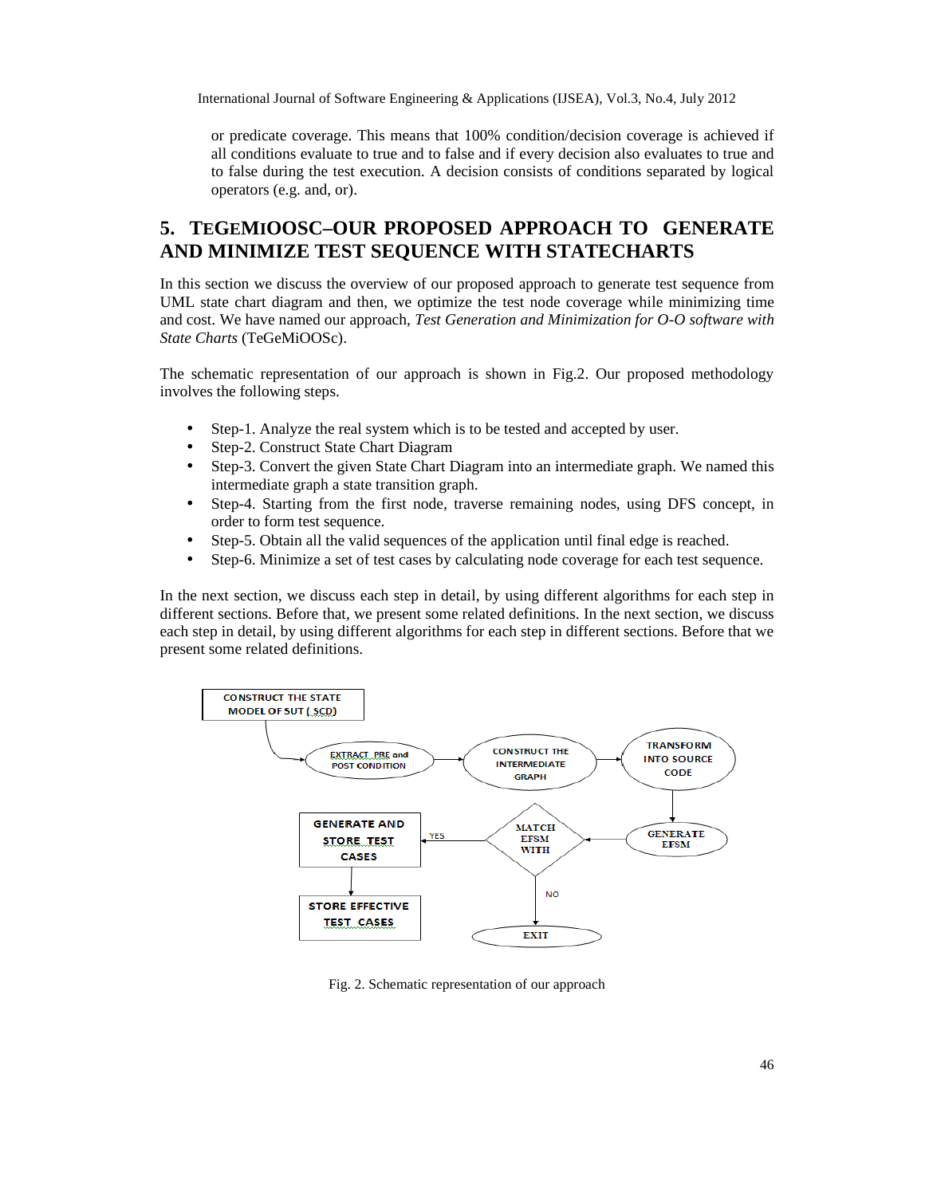or predicate coverage. This means that 100% condition/decision coverage is achieved if all conditions evaluate to true and to false and if every decision also evaluates to true and to false during the test execution. A decision consists of conditions separated by logical operators (e.g. and, or).

## 5. TeGeMiOOSc–Our Proposed Approach to Generate and Minimize Test Sequence with Statecharts

In this section we discuss the overview of our proposed approach to generate test sequence from UML state chart diagram and then, we optimize the test node coverage while minimizing time and cost. We have named our approach, *Test Generation and Minimization for O-O software with State Charts* (TeGeMiOOSc).

The schematic representation of our approach is shown in Fig.2. Our proposed methodology involves the following steps.

- Step-1. Analyze the real system which is to be tested and accepted by user.
- Step-2. Construct State Chart Diagram
- Step-3. Convert the given State Chart Diagram into an intermediate graph. We named this intermediate graph a state transition graph.
- Step-4. Starting from the first node, traverse remaining nodes, using DFS concept, in order to form test sequence.
- Step-5. Obtain all the valid sequences of the application until final edge is reached.
- Step-6. Minimize a set of test cases by calculating node coverage for each test sequence.

In the next section, we discuss each step in detail, by using different algorithms for each step in different sections. Before that, we present some related definitions. In the next section, we discuss each step in detail, by using different algorithms for each step in different sections. Before that we present some related definitions.

CONSTRUCT THE STATE MODEL OF SUT ( SCD)

EXTRACT PRE and POST CONDITION

CONSTRUCT THE INTERMEDIATE GRAPH

TRANSFORM INTO SOURCE CODE

GENERATE EFSM

MATCH EFSM WITH

YES

NO

GENERATE AND STORE TEST CASES

STORE EFFECTIVE TEST CASES

EXIT

Fig. 2. Schematic representation of our approach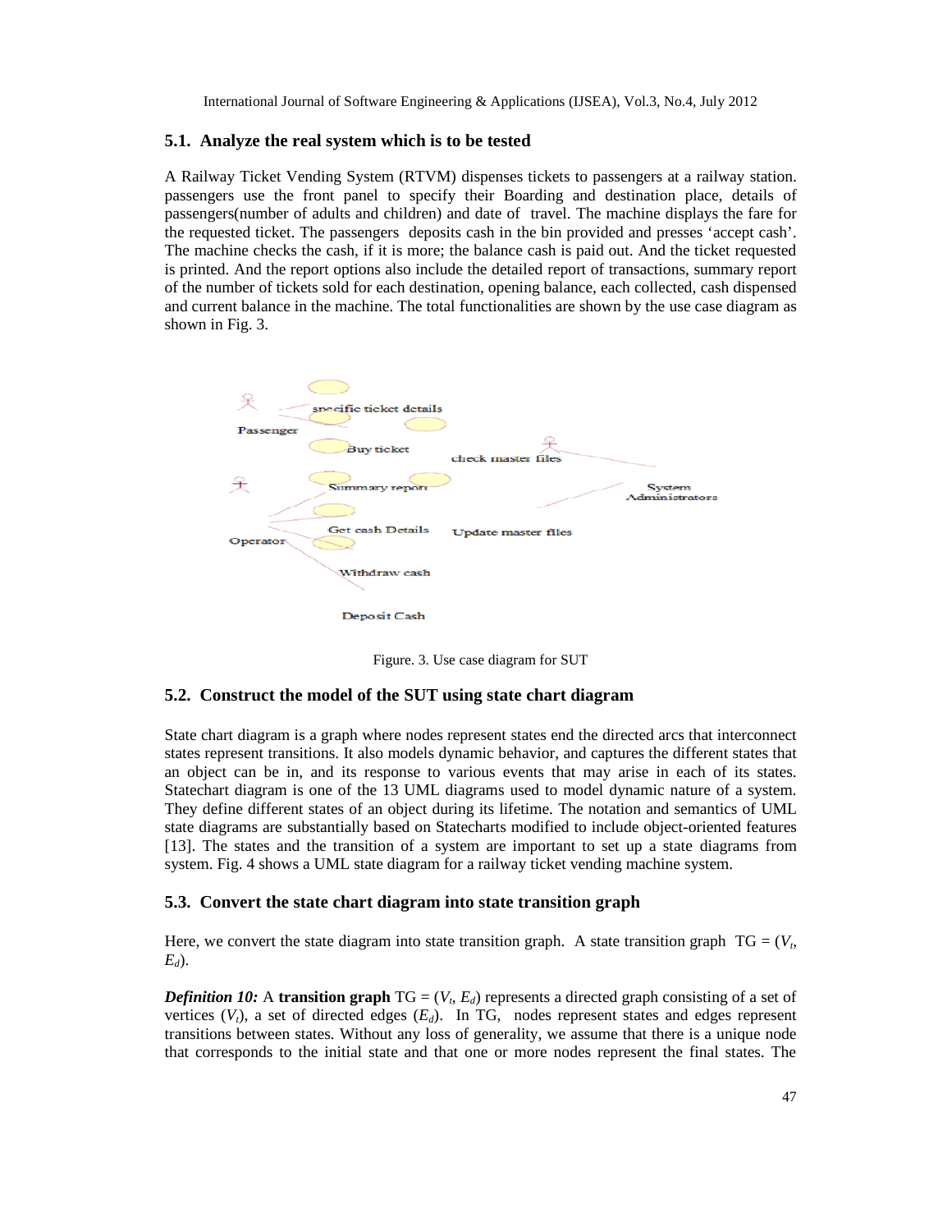### 5.1. Analyze the real system which is to be tested

A Railway Ticket Vending System (RTVM) dispenses tickets to passengers at a railway station. passengers use the front panel to specify their Boarding and destination place, details of passengers(number of adults and children) and date of travel. The machine displays the fare for the requested ticket. The passengers deposits cash in the bin provided and presses 'accept cash'. The machine checks the cash, if it is more; the balance cash is paid out. And the ticket requested is printed. And the report options also include the detailed report of transactions, summary report of the number of tickets sold for each destination, opening balance, each collected, cash dispensed and current balance in the machine. The total functionalities are shown by the use case diagram as shown in Fig. 3.

Passenger

specific ticket details

Buy ticket

check master files

System Administrators

Summary report

Get cash Details

Update master files

Operator

Withdraw cash

Deposit Cash

Figure. 3. Use case diagram for SUT

### 5.2. Construct the model of the SUT using state chart diagram

State chart diagram is a graph where nodes represent states end the directed arcs that interconnect states represent transitions. It also models dynamic behavior, and captures the different states that an object can be in, and its response to various events that may arise in each of its states. Statechart diagram is one of the 13 UML diagrams used to model dynamic nature of a system. They define different states of an object during its lifetime. The notation and semantics of UML state diagrams are substantially based on Statecharts modified to include object-oriented features [13]. The states and the transition of a system are important to set up a state diagrams from system. Fig. 4 shows a UML state diagram for a railway ticket vending machine system.

### 5.3. Convert the state chart diagram into state transition graph

Here, we convert the state diagram into state transition graph. A state transition graph TG = ($V_t$, $E_d$).

***Definition 10:*** A **transition graph** TG = ($V_t$, $E_d$) represents a directed graph consisting of a set of vertices ($V_t$), a set of directed edges ($E_d$). In TG, nodes represent states and edges represent transitions between states. Without any loss of generality, we assume that there is a unique node that corresponds to the initial state and that one or more nodes represent the final states. The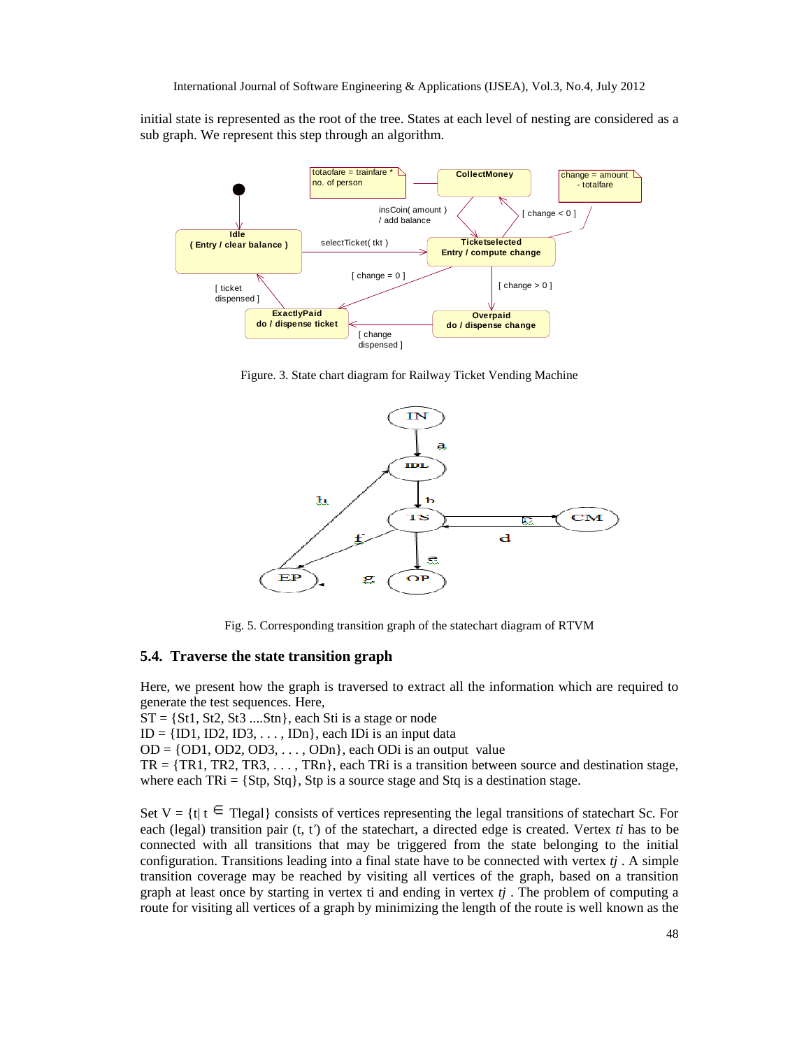initial state is represented as the root of the tree. States at each level of nesting are considered as a sub graph. We represent this step through an algorithm.

Figure. 3. State chart diagram for Railway Ticket Vending Machine

Fig. 5. Corresponding transition graph of the statechart diagram of RTVM

### 5.4. Traverse the state transition graph

Here, we present how the graph is traversed to extract all the information which are required to generate the test sequences. Here,

ST = {St1, St2, St3 ....Stn}, each Sti is a stage or node
ID = {ID1, ID2, ID3, . . . , IDn}, each IDi is an input data
OD = {OD1, OD2, OD3, . . . , ODn}, each ODi is an output value
TR = {TR1, TR2, TR3, . . . , TRn}, each TRi is a transition between source and destination stage, where each TRi = {Stp, Stq}, Stp is a source stage and Stq is a destination stage.

Set V = {t| t $\in$ Tlegal} consists of vertices representing the legal transitions of statechart Sc. For each (legal) transition pair (t, t′) of the statechart, a directed edge is created. Vertex *ti* has to be connected with all transitions that may be triggered from the state belonging to the initial configuration. Transitions leading into a final state have to be connected with vertex *tj* . A simple transition coverage may be reached by visiting all vertices of the graph, based on a transition graph at least once by starting in vertex ti and ending in vertex *tj* . The problem of computing a route for visiting all vertices of a graph by minimizing the length of the route is well known as the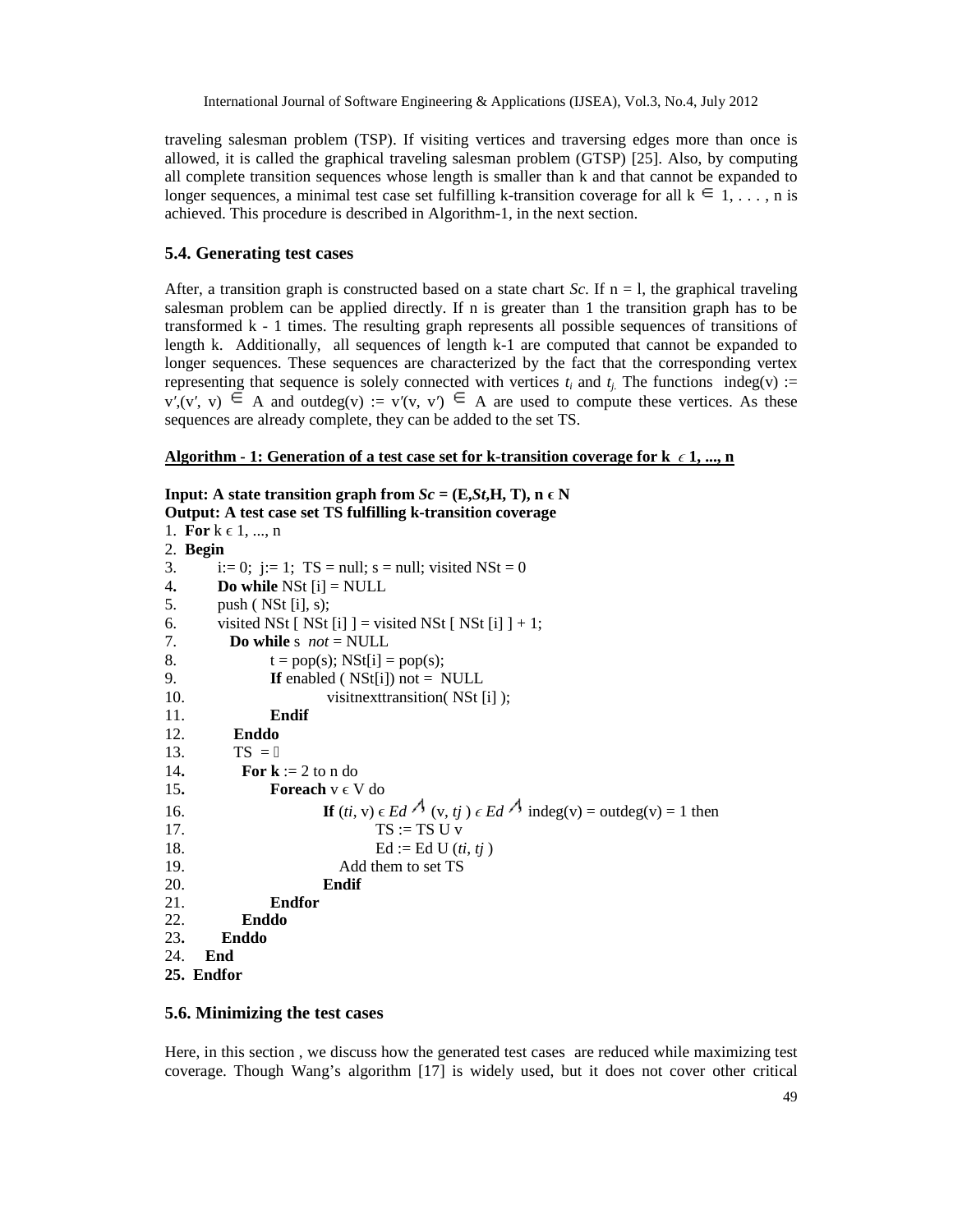traveling salesman problem (TSP). If visiting vertices and traversing edges more than once is allowed, it is called the graphical traveling salesman problem (GTSP) [25]. Also, by computing all complete transition sequences whose length is smaller than k and that cannot be expanded to longer sequences, a minimal test case set fulfilling k-transition coverage for all $k \in 1, \ldots, n$ is achieved. This procedure is described in Algorithm-1, in the next section.

### 5.4. Generating test cases

After, a transition graph is constructed based on a state chart *Sc*. If n = l, the graphical traveling salesman problem can be applied directly. If n is greater than 1 the transition graph has to be transformed k - 1 times. The resulting graph represents all possible sequences of transitions of length k. Additionally, all sequences of length k-1 are computed that cannot be expanded to longer sequences. These sequences are characterized by the fact that the corresponding vertex representing that sequence is solely connected with vertices $t_i$ and $t_j$. The functions indeg(v) := $v',(v', v) \in A$ and outdeg(v) := $v'(v, v') \in A$ are used to compute these vertices. As these sequences are already complete, they can be added to the set TS.

**Algorithm - 1: Generation of a test case set for k-transition coverage for k ϵ 1, ..., n**

**Input: A state transition graph from *Sc* = (E,*St*,H, T), n ϵ N**
**Output: A test case set TS fulfilling k-transition coverage**

```
1.  For k ϵ 1, ..., n
2.  Begin
3.        i:= 0;  j:= 1;  TS = null; s = null; visited NSt = 0
4.        Do while NSt [i] = NULL
5.        push ( NSt [i], s);
6.        visited NSt [ NSt [i] ] = visited NSt [ NSt [i] ] + 1;
7.          Do while s  not = NULL
8.                t = pop(s); NSt[i] = pop(s);
9.                If enabled ( NSt[i]) not =  NULL
10.                       visitnexttransition( NSt [i] );
11.               Endif
12.         Enddo
13.         TS  = 
14.          For k := 2 to n do
15.               Foreach v ϵ V do
16.                       If (ti, v) ϵ Ed ^ (v, tj ) ϵ Ed ^ indeg(v) = outdeg(v) = 1 then
17.                               TS := TS U v
18.                               Ed := Ed U (ti, tj )
19.                         Add them to set TS
20.                       Endif
21.               Endfor
22.          Enddo
23.     Enddo
24.   End
25. Endfor
```

### 5.6. Minimizing the test cases

Here, in this section , we discuss how the generated test cases are reduced while maximizing test coverage. Though Wang's algorithm [17] is widely used, but it does not cover other critical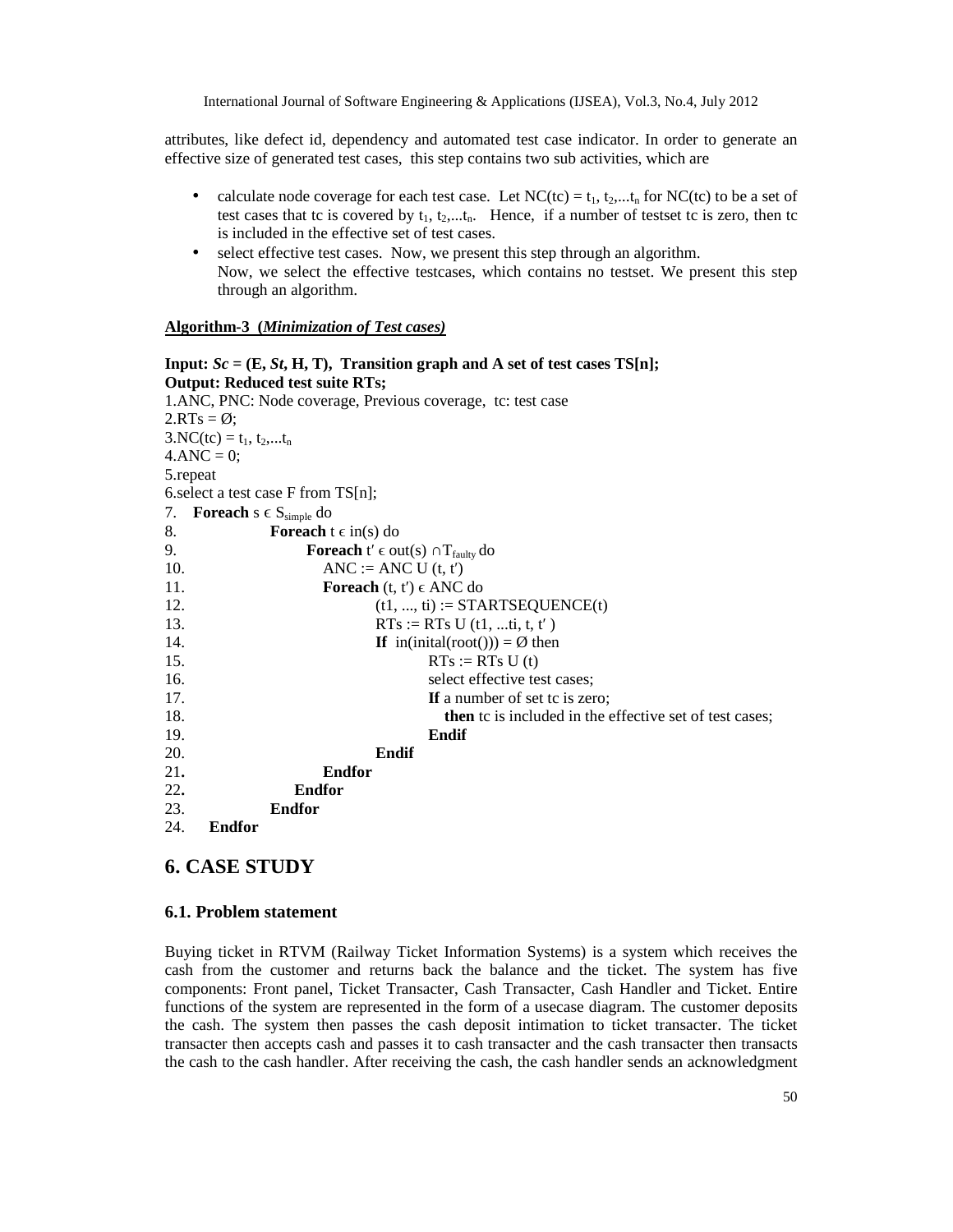attributes, like defect id, dependency and automated test case indicator. In order to generate an effective size of generated test cases, this step contains two sub activities, which are

- calculate node coverage for each test case. Let NC(tc) = $t_1$, $t_2$,...$t_n$ for NC(tc) to be a set of test cases that tc is covered by $t_1$, $t_2$,...$t_n$. Hence, if a number of testset tc is zero, then tc is included in the effective set of test cases.
- select effective test cases. Now, we present this step through an algorithm.
  Now, we select the effective testcases, which contains no testset. We present this step through an algorithm.

**Algorithm-3 (*Minimization of Test cases*)**

**Input: *Sc* = (E, *St*, H, T), Transition graph and A set of test cases TS[n];**
**Output: Reduced test suite RTs;**

```
1.ANC, PNC: Node coverage, Previous coverage, tc: test case
2.RTs = Ø;
3.NC(tc) = t1, t2,...tn
4.ANC = 0;
5.repeat
6.select a test case F from TS[n];
7.   Foreach s ϵ S_simple do
8.        Foreach t ϵ in(s) do
9.             Foreach t′ ϵ out(s) ∩T_faulty do
10.                ANC := ANC U (t, t′)
11.                Foreach (t, t′) ϵ ANC do
12.                     (t1, ..., ti) := STARTSEQUENCE(t)
13.                     RTs := RTs U (t1, ...ti, t, t′ )
14.                     If in(inital(root())) = Ø then
15.                          RTs := RTs U (t)
16.                          select effective test cases;
17.                          If a number of set tc is zero;
18.                            then tc is included in the effective set of test cases;
19.                          Endif
20.                     Endif
21.                Endfor
22.             Endfor
23.        Endfor
24.   Endfor
```

## 6. CASE STUDY

### 6.1. Problem statement

Buying ticket in RTVM (Railway Ticket Information Systems) is a system which receives the cash from the customer and returns back the balance and the ticket. The system has five components: Front panel, Ticket Transacter, Cash Transacter, Cash Handler and Ticket. Entire functions of the system are represented in the form of a usecase diagram. The customer deposits the cash. The system then passes the cash deposit intimation to ticket transacter. The ticket transacter then accepts cash and passes it to cash transacter and the cash transacter then transacts the cash to the cash handler. After receiving the cash, the cash handler sends an acknowledgment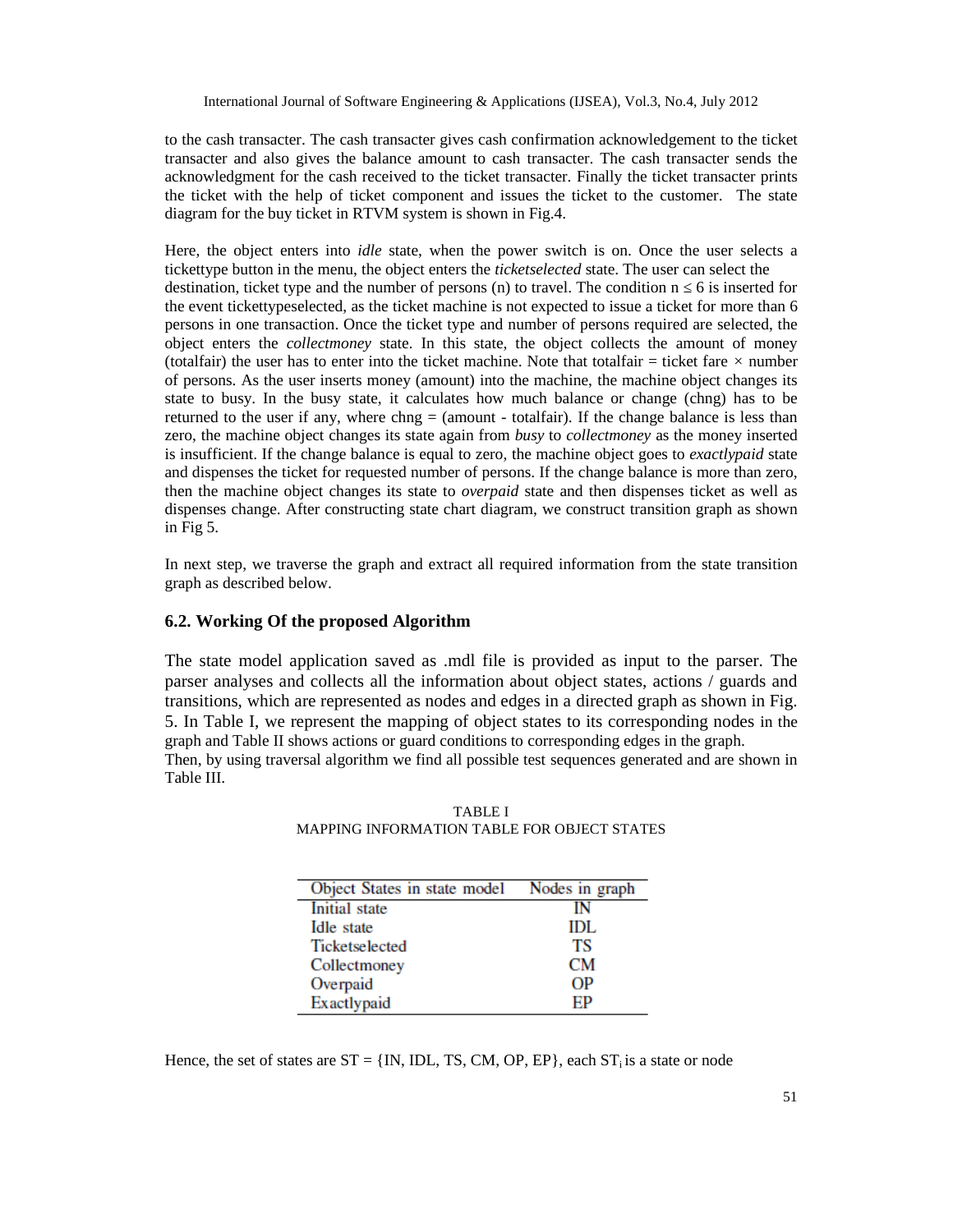to the cash transacter. The cash transacter gives cash confirmation acknowledgement to the ticket transacter and also gives the balance amount to cash transacter. The cash transacter sends the acknowledgment for the cash received to the ticket transacter. Finally the ticket transacter prints the ticket with the help of ticket component and issues the ticket to the customer. The state diagram for the buy ticket in RTVM system is shown in Fig.4.

Here, the object enters into *idle* state, when the power switch is on. Once the user selects a tickettype button in the menu, the object enters the *ticketselected* state. The user can select the destination, ticket type and the number of persons (n) to travel. The condition $n \leq 6$ is inserted for the event tickettypeselected, as the ticket machine is not expected to issue a ticket for more than 6 persons in one transaction. Once the ticket type and number of persons required are selected, the object enters the *collectmoney* state. In this state, the object collects the amount of money (totalfair) the user has to enter into the ticket machine. Note that totalfair = ticket fare $\times$ number of persons. As the user inserts money (amount) into the machine, the machine object changes its state to busy. In the busy state, it calculates how much balance or change (chng) has to be returned to the user if any, where chng = (amount - totalfair). If the change balance is less than zero, the machine object changes its state again from *busy* to *collectmoney* as the money inserted is insufficient. If the change balance is equal to zero, the machine object goes to *exactlypaid* state and dispenses the ticket for requested number of persons. If the change balance is more than zero, then the machine object changes its state to *overpaid* state and then dispenses ticket as well as dispenses change. After constructing state chart diagram, we construct transition graph as shown in Fig 5.

In next step, we traverse the graph and extract all required information from the state transition graph as described below.

### 6.2. Working Of the proposed Algorithm

The state model application saved as .mdl file is provided as input to the parser. The parser analyses and collects all the information about object states, actions / guards and transitions, which are represented as nodes and edges in a directed graph as shown in Fig. 5. In Table I, we represent the mapping of object states to its corresponding nodes in the graph and Table II shows actions or guard conditions to corresponding edges in the graph.
Then, by using traversal algorithm we find all possible test sequences generated and are shown in Table III.

TABLE I
MAPPING INFORMATION TABLE FOR OBJECT STATES

| Object States in state model | Nodes in graph |
|---|---|
| Initial state | IN |
| Idle state | IDL |
| Ticketselected | TS |
| Collectmoney | CM |
| Overpaid | OP |
| Exactlypaid | EP |

Hence, the set of states are ST = {IN, IDL, TS, CM, OP, EP}, each $ST_i$ is a state or node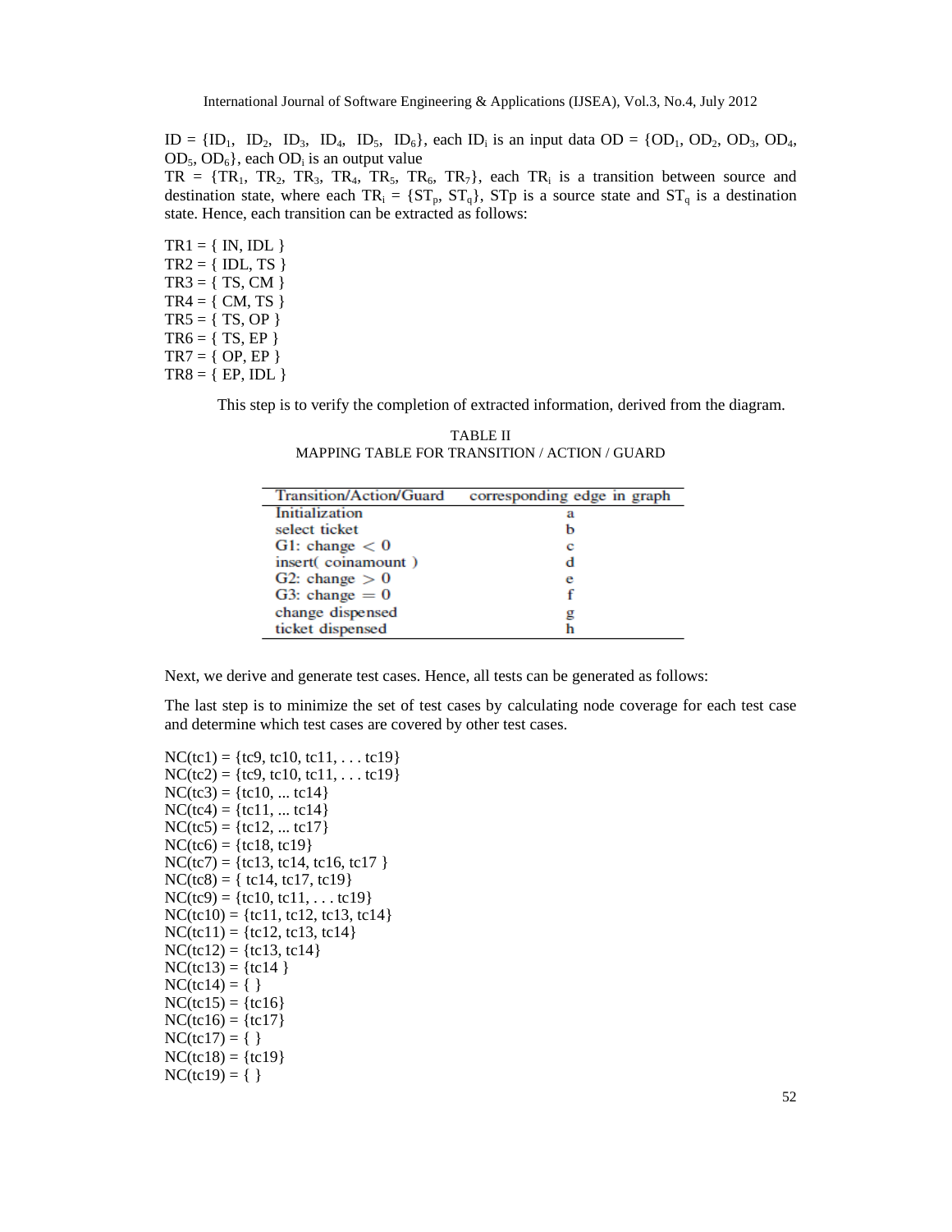ID = {$ID_1$, $ID_2$, $ID_3$, $ID_4$, $ID_5$, $ID_6$}, each $ID_i$ is an input data OD = {$OD_1$, $OD_2$, $OD_3$, $OD_4$, $OD_5$, $OD_6$}, each $OD_i$ is an output value

TR = {$TR_1$, $TR_2$, $TR_3$, $TR_4$, $TR_5$, $TR_6$, $TR_7$}, each $TR_i$ is a transition between source and destination state, where each $TR_i$ = {$ST_p$, $ST_q$}, STp is a source state and $ST_q$ is a destination state. Hence, each transition can be extracted as follows:

TR1 = { IN, IDL }
TR2 = { IDL, TS }
TR3 = { TS, CM }
TR4 = { CM, TS }
TR5 = { TS, OP }
TR6 = { TS, EP }
TR7 = { OP, EP }
TR8 = { EP, IDL }

This step is to verify the completion of extracted information, derived from the diagram.

TABLE II
MAPPING TABLE FOR TRANSITION / ACTION / GUARD

| Transition/Action/Guard | corresponding edge in graph |
|---|---|
| Initialization | a |
| select ticket | b |
| G1: change $< 0$ | c |
| insert( coinamount ) | d |
| G2: change $> 0$ | e |
| G3: change $= 0$ | f |
| change dispensed | g |
| ticket dispensed | h |

Next, we derive and generate test cases. Hence, all tests can be generated as follows:

The last step is to minimize the set of test cases by calculating node coverage for each test case and determine which test cases are covered by other test cases.

NC(tc1) = {tc9, tc10, tc11, . . . tc19}
NC(tc2) = {tc9, tc10, tc11, . . . tc19}
NC(tc3) = {tc10, ... tc14}
NC(tc4) = {tc11, ... tc14}
NC(tc5) = {tc12, ... tc17}
NC(tc6) = {tc18, tc19}
NC(tc7) = {tc13, tc14, tc16, tc17 }
NC(tc8) = { tc14, tc17, tc19}
NC(tc9) = {tc10, tc11, . . . tc19}
NC(tc10) = {tc11, tc12, tc13, tc14}
NC(tc11) = {tc12, tc13, tc14}
NC(tc12) = {tc13, tc14}
NC(tc13) = {tc14 }
NC(tc14) = { }
NC(tc15) = {tc16}
NC(tc16) = {tc17}
NC(tc17) = { }
NC(tc18) = {tc19}
NC(tc19) = { }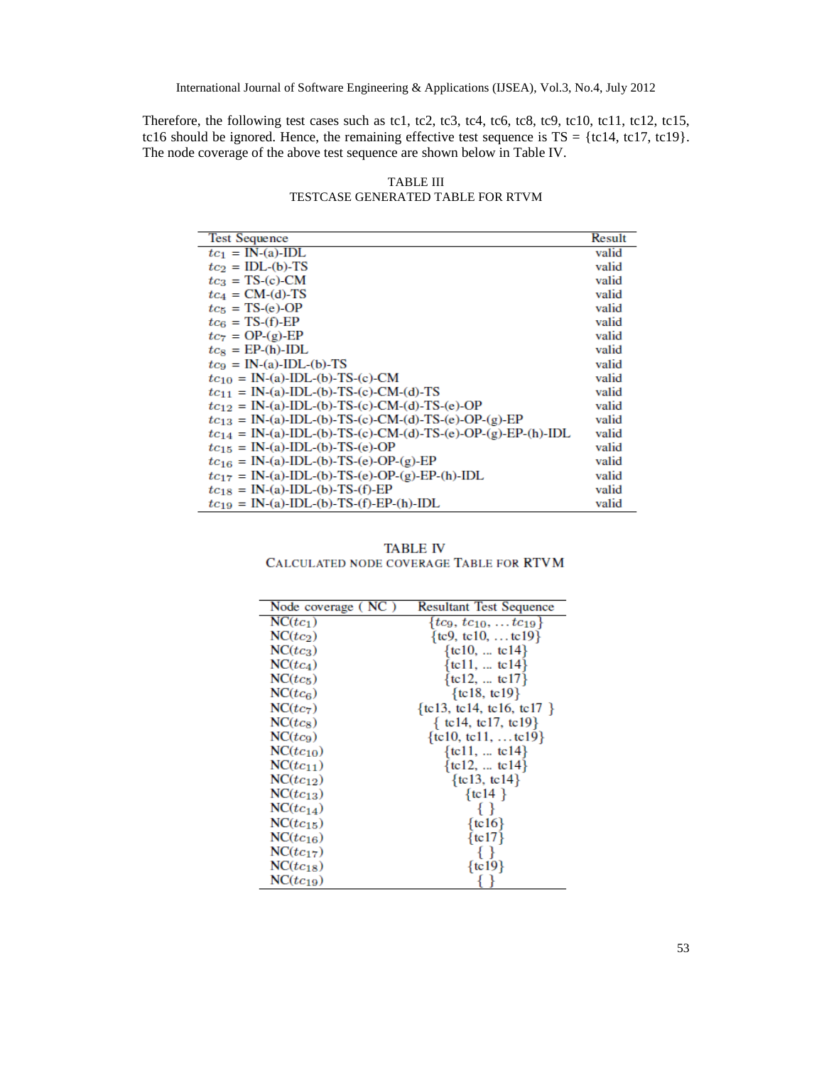Therefore, the following test cases such as tc1, tc2, tc3, tc4, tc6, tc8, tc9, tc10, tc11, tc12, tc15, tc16 should be ignored. Hence, the remaining effective test sequence is TS = {tc14, tc17, tc19}. The node coverage of the above test sequence are shown below in Table IV.

TABLE III
TESTCASE GENERATED TABLE FOR RTVM

| Test Sequence | Result |
|---|---|
| $tc_1$ = IN-(a)-IDL | valid |
| $tc_2$ = IDL-(b)-TS | valid |
| $tc_3$ = TS-(c)-CM | valid |
| $tc_4$ = CM-(d)-TS | valid |
| $tc_5$ = TS-(e)-OP | valid |
| $tc_6$ = TS-(f)-EP | valid |
| $tc_7$ = OP-(g)-EP | valid |
| $tc_8$ = EP-(h)-IDL | valid |
| $tc_9$ = IN-(a)-IDL-(b)-TS | valid |
| $tc_{10}$ = IN-(a)-IDL-(b)-TS-(c)-CM | valid |
| $tc_{11}$ = IN-(a)-IDL-(b)-TS-(c)-CM-(d)-TS | valid |
| $tc_{12}$ = IN-(a)-IDL-(b)-TS-(c)-CM-(d)-TS-(e)-OP | valid |
| $tc_{13}$ = IN-(a)-IDL-(b)-TS-(c)-CM-(d)-TS-(e)-OP-(g)-EP | valid |
| $tc_{14}$ = IN-(a)-IDL-(b)-TS-(c)-CM-(d)-TS-(e)-OP-(g)-EP-(h)-IDL | valid |
| $tc_{15}$ = IN-(a)-IDL-(b)-TS-(e)-OP | valid |
| $tc_{16}$ = IN-(a)-IDL-(b)-TS-(e)-OP-(g)-EP | valid |
| $tc_{17}$ = IN-(a)-IDL-(b)-TS-(e)-OP-(g)-EP-(h)-IDL | valid |
| $tc_{18}$ = IN-(a)-IDL-(b)-TS-(f)-EP | valid |
| $tc_{19}$ = IN-(a)-IDL-(b)-TS-(f)-EP-(h)-IDL | valid |

TABLE IV
CALCULATED NODE COVERAGE TABLE FOR RTVM

| Node coverage ( NC ) | Resultant Test Sequence |
|---|---|
| NC($tc_1$) | {$tc_9$, $tc_{10}$, ... $tc_{19}$} |
| NC($tc_2$) | {tc9, tc10, ... tc19} |
| NC($tc_3$) | {tc10, ... tc14} |
| NC($tc_4$) | {tc11, ... tc14} |
| NC($tc_5$) | {tc12, ... tc17} |
| NC($tc_6$) | {tc18, tc19} |
| NC($tc_7$) | {tc13, tc14, tc16, tc17 } |
| NC($tc_8$) | { tc14, tc17, tc19} |
| NC($tc_9$) | {tc10, tc11, ... tc19} |
| NC($tc_{10}$) | {tc11, ... tc14} |
| NC($tc_{11}$) | {tc12, ... tc14} |
| NC($tc_{12}$) | {tc13, tc14} |
| NC($tc_{13}$) | {tc14 } |
| NC($tc_{14}$) | { } |
| NC($tc_{15}$) | {tc16} |
| NC($tc_{16}$) | {tc17} |
| NC($tc_{17}$) | { } |
| NC($tc_{18}$) | {tc19} |
| NC($tc_{19}$) | { } |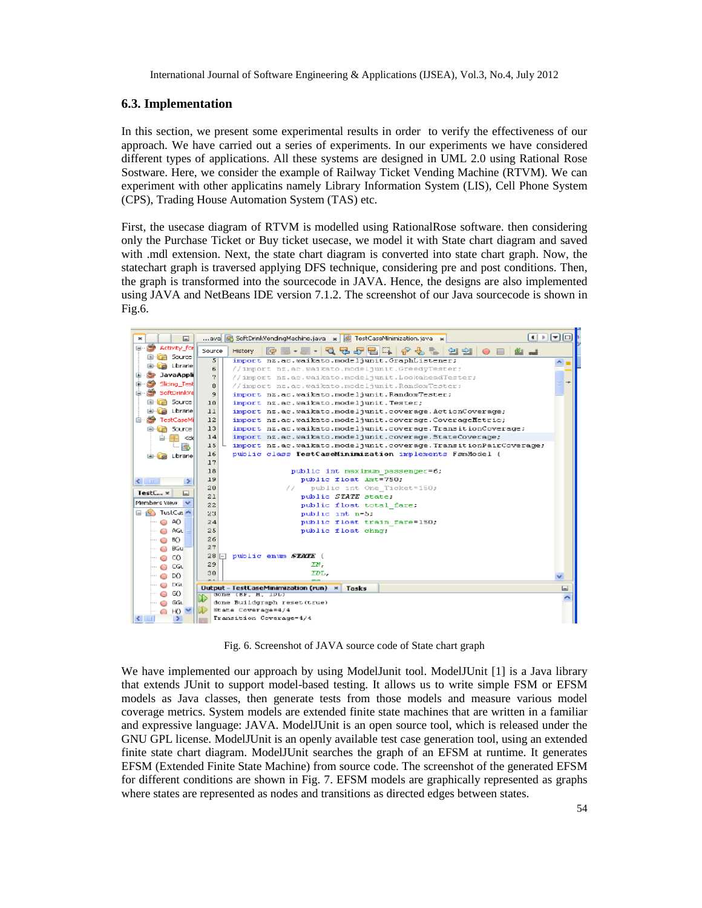### 6.3. Implementation

In this section, we present some experimental results in order to verify the effectiveness of our approach. We have carried out a series of experiments. In our experiments we have considered different types of applications. All these systems are designed in UML 2.0 using Rational Rose Sostware. Here, we consider the example of Railway Ticket Vending Machine (RTVM). We can experiment with other applicatins namely Library Information System (LIS), Cell Phone System (CPS), Trading House Automation System (TAS) etc.

First, the usecase diagram of RTVM is modelled using RationalRose software. then considering only the Purchase Ticket or Buy ticket usecase, we model it with State chart diagram and saved with .mdl extension. Next, the state chart diagram is converted into state chart graph. Now, the statechart graph is traversed applying DFS technique, considering pre and post conditions. Then, the graph is transformed into the sourcecode in JAVA. Hence, the designs are also implemented using JAVA and NetBeans IDE version 7.1.2. The screenshot of our Java sourcecode is shown in Fig.6.

Fig. 6. Screenshot of JAVA source code of State chart graph

We have implemented our approach by using ModelJunit tool. ModelJUnit [1] is a Java library that extends JUnit to support model-based testing. It allows us to write simple FSM or EFSM models as Java classes, then generate tests from those models and measure various model coverage metrics. System models are extended finite state machines that are written in a familiar and expressive language: JAVA. ModelJUnit is an open source tool, which is released under the GNU GPL license. ModelJUnit is an openly available test case generation tool, using an extended finite state chart diagram. ModelJUnit searches the graph of an EFSM at runtime. It generates EFSM (Extended Finite State Machine) from source code. The screenshot of the generated EFSM for different conditions are shown in Fig. 7. EFSM models are graphically represented as graphs where states are represented as nodes and transitions as directed edges between states.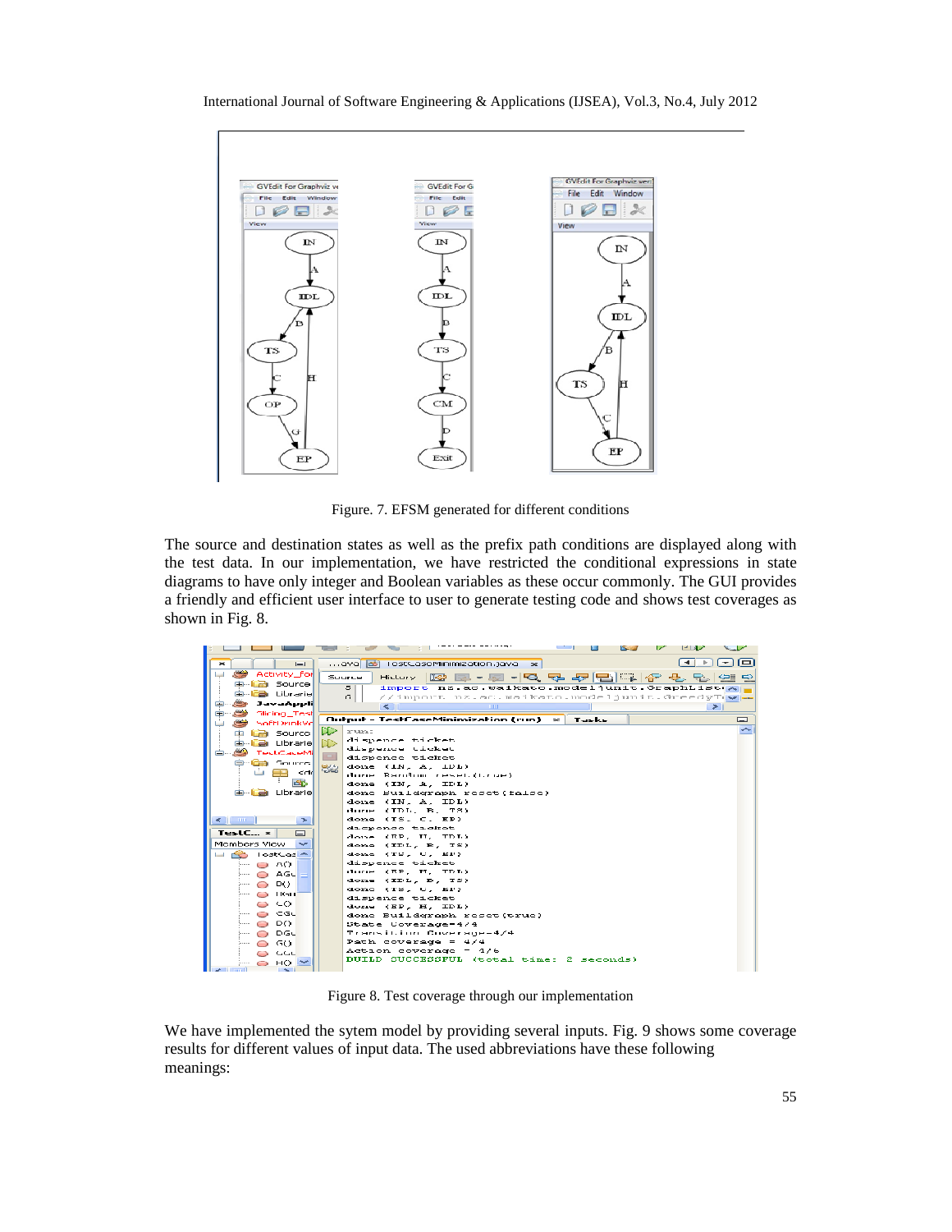Figure. 7. EFSM generated for different conditions

The source and destination states as well as the prefix path conditions are displayed along with the test data. In our implementation, we have restricted the conditional expressions in state diagrams to have only integer and Boolean variables as these occur commonly. The GUI provides a friendly and efficient user interface to user to generate testing code and shows test coverages as shown in Fig. 8.

Figure 8. Test coverage through our implementation

We have implemented the sytem model by providing several inputs. Fig. 9 shows some coverage results for different values of input data. The used abbreviations have these following meanings: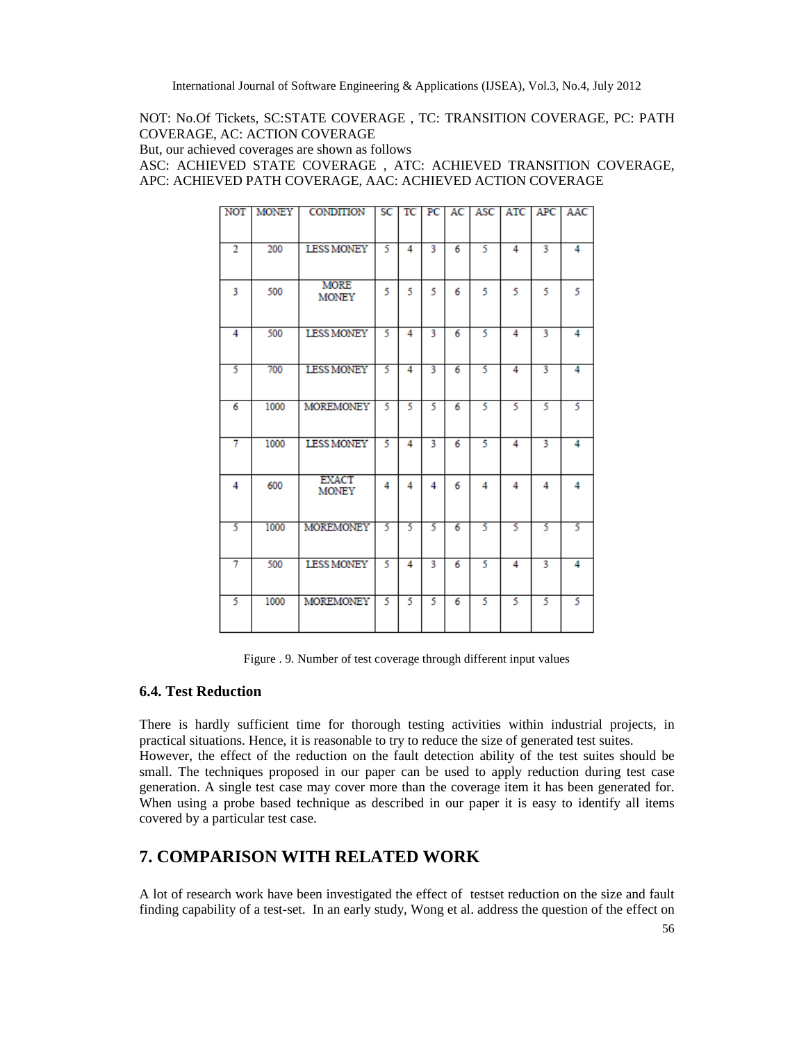NOT: No.Of Tickets, SC:STATE COVERAGE , TC: TRANSITION COVERAGE, PC: PATH COVERAGE, AC: ACTION COVERAGE

But, our achieved coverages are shown as follows

ASC: ACHIEVED STATE COVERAGE , ATC: ACHIEVED TRANSITION COVERAGE, APC: ACHIEVED PATH COVERAGE, AAC: ACHIEVED ACTION COVERAGE

| NOT | MONEY | CONDITION | SC | TC | PC | AC | ASC | ATC | APC | AAC |
|---|---|---|---|---|---|---|---|---|---|---|
| 2 | 200 | LESS MONEY | 5 | 4 | 3 | 6 | 5 | 4 | 3 | 4 |
| 3 | 500 | MORE MONEY | 5 | 5 | 5 | 6 | 5 | 5 | 5 | 5 |
| 4 | 500 | LESS MONEY | 5 | 4 | 3 | 6 | 5 | 4 | 3 | 4 |
| 5 | 700 | LESS MONEY | 5 | 4 | 3 | 6 | 5 | 4 | 3 | 4 |
| 6 | 1000 | MOREMONEY | 5 | 5 | 5 | 6 | 5 | 5 | 5 | 5 |
| 7 | 1000 | LESS MONEY | 5 | 4 | 3 | 6 | 5 | 4 | 3 | 4 |
| 4 | 600 | EXACT MONEY | 4 | 4 | 4 | 6 | 4 | 4 | 4 | 4 |
| 5 | 1000 | MOREMONEY | 5 | 5 | 5 | 6 | 5 | 5 | 5 | 5 |
| 7 | 500 | LESS MONEY | 5 | 4 | 3 | 6 | 5 | 4 | 3 | 4 |
| 5 | 1000 | MOREMONEY | 5 | 5 | 5 | 6 | 5 | 5 | 5 | 5 |

Figure . 9. Number of test coverage through different input values

### 6.4. Test Reduction

There is hardly sufficient time for thorough testing activities within industrial projects, in practical situations. Hence, it is reasonable to try to reduce the size of generated test suites. However, the effect of the reduction on the fault detection ability of the test suites should be small. The techniques proposed in our paper can be used to apply reduction during test case generation. A single test case may cover more than the coverage item it has been generated for. When using a probe based technique as described in our paper it is easy to identify all items covered by a particular test case.

## 7. COMPARISON WITH RELATED WORK

A lot of research work have been investigated the effect of testset reduction on the size and fault finding capability of a test-set. In an early study, Wong et al. address the question of the effect on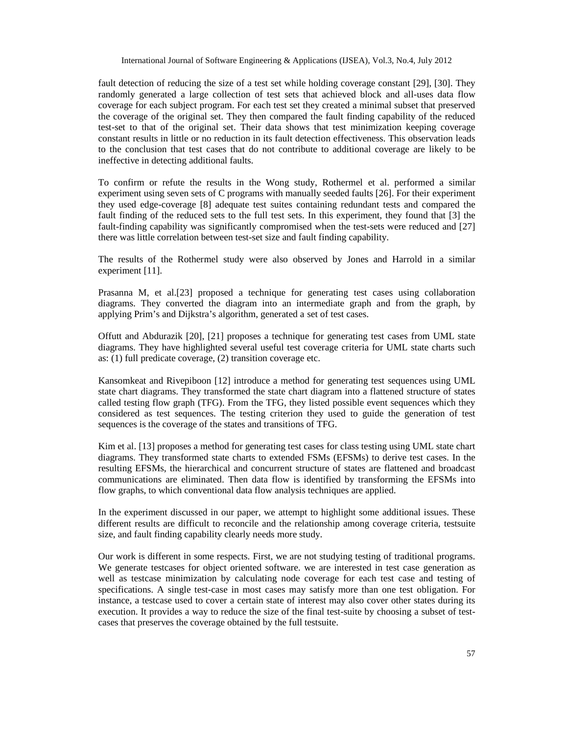fault detection of reducing the size of a test set while holding coverage constant [29], [30]. They randomly generated a large collection of test sets that achieved block and all-uses data flow coverage for each subject program. For each test set they created a minimal subset that preserved the coverage of the original set. They then compared the fault finding capability of the reduced test-set to that of the original set. Their data shows that test minimization keeping coverage constant results in little or no reduction in its fault detection effectiveness. This observation leads to the conclusion that test cases that do not contribute to additional coverage are likely to be ineffective in detecting additional faults.

To confirm or refute the results in the Wong study, Rothermel et al. performed a similar experiment using seven sets of C programs with manually seeded faults [26]. For their experiment they used edge-coverage [8] adequate test suites containing redundant tests and compared the fault finding of the reduced sets to the full test sets. In this experiment, they found that [3] the fault-finding capability was significantly compromised when the test-sets were reduced and [27] there was little correlation between test-set size and fault finding capability.

The results of the Rothermel study were also observed by Jones and Harrold in a similar experiment [11].

Prasanna M, et al.[23] proposed a technique for generating test cases using collaboration diagrams. They converted the diagram into an intermediate graph and from the graph, by applying Prim's and Dijkstra's algorithm, generated a set of test cases.

Offutt and Abdurazik [20], [21] proposes a technique for generating test cases from UML state diagrams. They have highlighted several useful test coverage criteria for UML state charts such as: (1) full predicate coverage, (2) transition coverage etc.

Kansomkeat and Rivepiboon [12] introduce a method for generating test sequences using UML state chart diagrams. They transformed the state chart diagram into a flattened structure of states called testing flow graph (TFG). From the TFG, they listed possible event sequences which they considered as test sequences. The testing criterion they used to guide the generation of test sequences is the coverage of the states and transitions of TFG.

Kim et al. [13] proposes a method for generating test cases for class testing using UML state chart diagrams. They transformed state charts to extended FSMs (EFSMs) to derive test cases. In the resulting EFSMs, the hierarchical and concurrent structure of states are flattened and broadcast communications are eliminated. Then data flow is identified by transforming the EFSMs into flow graphs, to which conventional data flow analysis techniques are applied.

In the experiment discussed in our paper, we attempt to highlight some additional issues. These different results are difficult to reconcile and the relationship among coverage criteria, testsuite size, and fault finding capability clearly needs more study.

Our work is different in some respects. First, we are not studying testing of traditional programs. We generate testcases for object oriented software. we are interested in test case generation as well as testcase minimization by calculating node coverage for each test case and testing of specifications. A single test-case in most cases may satisfy more than one test obligation. For instance, a testcase used to cover a certain state of interest may also cover other states during its execution. It provides a way to reduce the size of the final test-suite by choosing a subset of test-cases that preserves the coverage obtained by the full testsuite.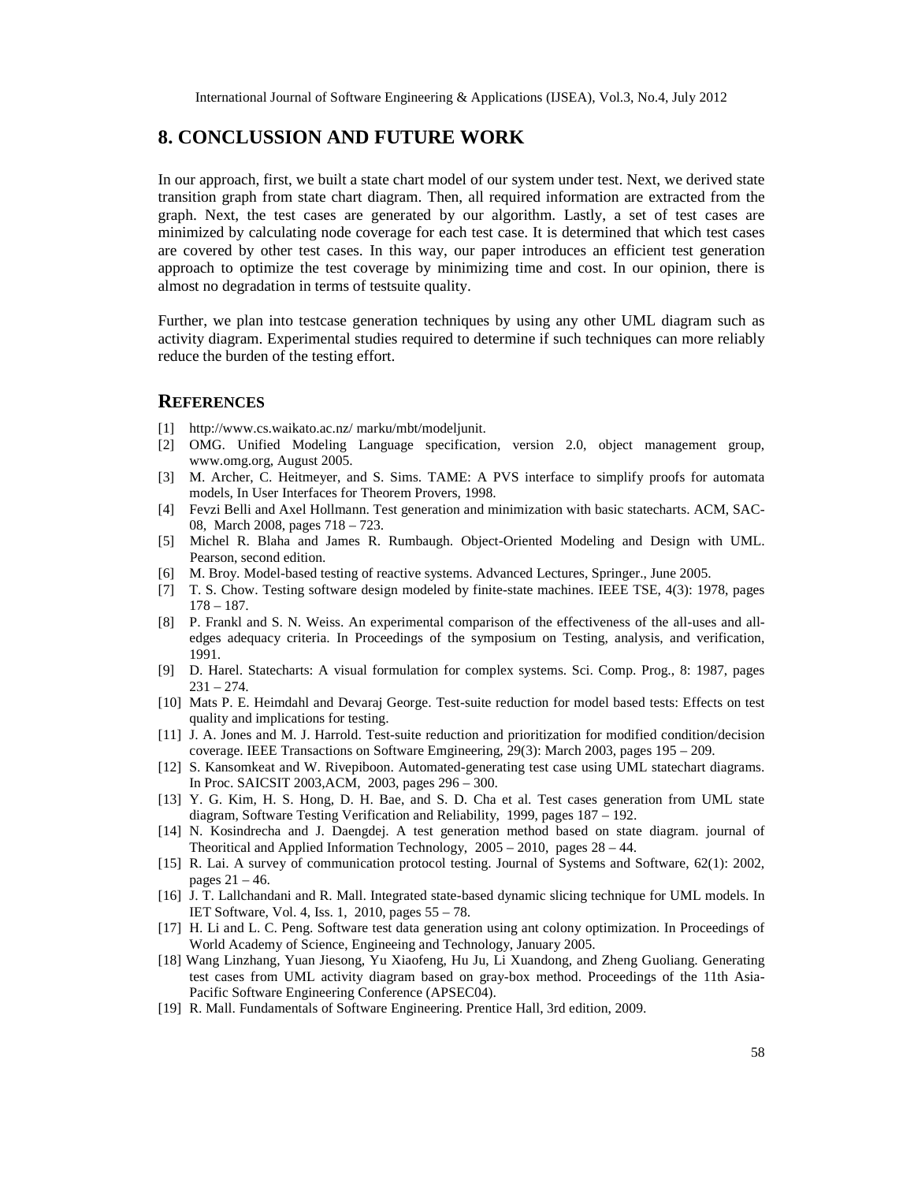## 8. CONCLUSSION AND FUTURE WORK

In our approach, first, we built a state chart model of our system under test. Next, we derived state transition graph from state chart diagram. Then, all required information are extracted from the graph. Next, the test cases are generated by our algorithm. Lastly, a set of test cases are minimized by calculating node coverage for each test case. It is determined that which test cases are covered by other test cases. In this way, our paper introduces an efficient test generation approach to optimize the test coverage by minimizing time and cost. In our opinion, there is almost no degradation in terms of testsuite quality.

Further, we plan into testcase generation techniques by using any other UML diagram such as activity diagram. Experimental studies required to determine if such techniques can more reliably reduce the burden of the testing effort.

## REFERENCES

[1] http://www.cs.waikato.ac.nz/ marku/mbt/modeljunit.

[2] OMG. Unified Modeling Language specification, version 2.0, object management group, www.omg.org, August 2005.

[3] M. Archer, C. Heitmeyer, and S. Sims. TAME: A PVS interface to simplify proofs for automata models, In User Interfaces for Theorem Provers, 1998.

[4] Fevzi Belli and Axel Hollmann. Test generation and minimization with basic statecharts. ACM, SAC-08, March 2008, pages 718 – 723.

[5] Michel R. Blaha and James R. Rumbaugh. Object-Oriented Modeling and Design with UML. Pearson, second edition.

[6] M. Broy. Model-based testing of reactive systems. Advanced Lectures, Springer., June 2005.

[7] T. S. Chow. Testing software design modeled by finite-state machines. IEEE TSE, 4(3): 1978, pages 178 – 187.

[8] P. Frankl and S. N. Weiss. An experimental comparison of the effectiveness of the all-uses and all-edges adequacy criteria. In Proceedings of the symposium on Testing, analysis, and verification, 1991.

[9] D. Harel. Statecharts: A visual formulation for complex systems. Sci. Comp. Prog., 8: 1987, pages 231 – 274.

[10] Mats P. E. Heimdahl and Devaraj George. Test-suite reduction for model based tests: Effects on test quality and implications for testing.

[11] J. A. Jones and M. J. Harrold. Test-suite reduction and prioritization for modified condition/decision coverage. IEEE Transactions on Software Emgineering, 29(3): March 2003, pages 195 – 209.

[12] S. Kansomkeat and W. Rivepiboon. Automated-generating test case using UML statechart diagrams. In Proc. SAICSIT 2003,ACM, 2003, pages 296 – 300.

[13] Y. G. Kim, H. S. Hong, D. H. Bae, and S. D. Cha et al. Test cases generation from UML state diagram, Software Testing Verification and Reliability, 1999, pages 187 – 192.

[14] N. Kosindrecha and J. Daengdej. A test generation method based on state diagram. journal of Theoritical and Applied Information Technology, 2005 – 2010, pages 28 – 44.

[15] R. Lai. A survey of communication protocol testing. Journal of Systems and Software, 62(1): 2002, pages 21 – 46.

[16] J. T. Lallchandani and R. Mall. Integrated state-based dynamic slicing technique for UML models. In IET Software, Vol. 4, Iss. 1, 2010, pages 55 – 78.

[17] H. Li and L. C. Peng. Software test data generation using ant colony optimization. In Proceedings of World Academy of Science, Engineeing and Technology, January 2005.

[18] Wang Linzhang, Yuan Jiesong, Yu Xiaofeng, Hu Ju, Li Xuandong, and Zheng Guoliang. Generating test cases from UML activity diagram based on gray-box method. Proceedings of the 11th Asia-Pacific Software Engineering Conference (APSEC04).

[19] R. Mall. Fundamentals of Software Engineering. Prentice Hall, 3rd edition, 2009.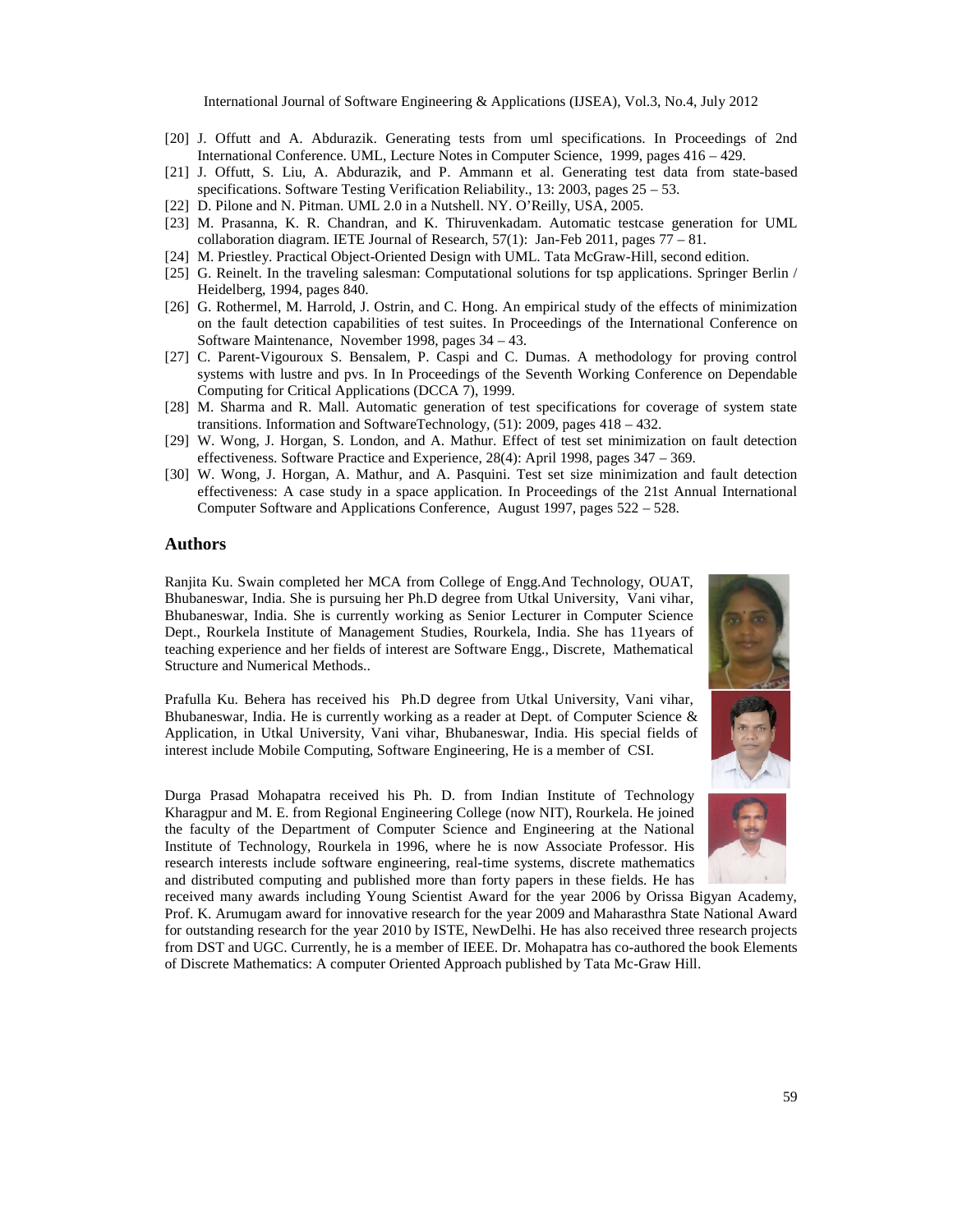[20] J. Offutt and A. Abdurazik. Generating tests from uml specifications. In Proceedings of 2nd International Conference. UML, Lecture Notes in Computer Science, 1999, pages 416 – 429.

[21] J. Offutt, S. Liu, A. Abdurazik, and P. Ammann et al. Generating test data from state-based specifications. Software Testing Verification Reliability., 13: 2003, pages 25 – 53.

[22] D. Pilone and N. Pitman. UML 2.0 in a Nutshell. NY. O'Reilly, USA, 2005.

[23] M. Prasanna, K. R. Chandran, and K. Thiruvenkadam. Automatic testcase generation for UML collaboration diagram. IETE Journal of Research, 57(1): Jan-Feb 2011, pages 77 – 81.

[24] M. Priestley. Practical Object-Oriented Design with UML. Tata McGraw-Hill, second edition.

[25] G. Reinelt. In the traveling salesman: Computational solutions for tsp applications. Springer Berlin / Heidelberg, 1994, pages 840.

[26] G. Rothermel, M. Harrold, J. Ostrin, and C. Hong. An empirical study of the effects of minimization on the fault detection capabilities of test suites. In Proceedings of the International Conference on Software Maintenance, November 1998, pages 34 – 43.

[27] C. Parent-Vigouroux S. Bensalem, P. Caspi and C. Dumas. A methodology for proving control systems with lustre and pvs. In In Proceedings of the Seventh Working Conference on Dependable Computing for Critical Applications (DCCA 7), 1999.

[28] M. Sharma and R. Mall. Automatic generation of test specifications for coverage of system state transitions. Information and SoftwareTechnology, (51): 2009, pages 418 – 432.

[29] W. Wong, J. Horgan, S. London, and A. Mathur. Effect of test set minimization on fault detection effectiveness. Software Practice and Experience, 28(4): April 1998, pages 347 – 369.

[30] W. Wong, J. Horgan, A. Mathur, and A. Pasquini. Test set size minimization and fault detection effectiveness: A case study in a space application. In Proceedings of the 21st Annual International Computer Software and Applications Conference, August 1997, pages 522 – 528.

## Authors

Ranjita Ku. Swain completed her MCA from College of Engg.And Technology, OUAT, Bhubaneswar, India. She is pursuing her Ph.D degree from Utkal University, Vani vihar, Bhubaneswar, India. She is currently working as Senior Lecturer in Computer Science Dept., Rourkela Institute of Management Studies, Rourkela, India. She has 11years of teaching experience and her fields of interest are Software Engg., Discrete, Mathematical Structure and Numerical Methods..

Prafulla Ku. Behera has received his Ph.D degree from Utkal University, Vani vihar, Bhubaneswar, India. He is currently working as a reader at Dept. of Computer Science & Application, in Utkal University, Vani vihar, Bhubaneswar, India. His special fields of interest include Mobile Computing, Software Engineering, He is a member of CSI.

Durga Prasad Mohapatra received his Ph. D. from Indian Institute of Technology Kharagpur and M. E. from Regional Engineering College (now NIT), Rourkela. He joined the faculty of the Department of Computer Science and Engineering at the National Institute of Technology, Rourkela in 1996, where he is now Associate Professor. His research interests include software engineering, real-time systems, discrete mathematics and distributed computing and published more than forty papers in these fields. He has received many awards including Young Scientist Award for the year 2006 by Orissa Bigyan Academy, Prof. K. Arumugam award for innovative research for the year 2009 and Maharasthra State National Award for outstanding research for the year 2010 by ISTE, NewDelhi. He has also received three research projects from DST and UGC. Currently, he is a member of IEEE. Dr. Mohapatra has co-authored the book Elements of Discrete Mathematics: A computer Oriented Approach published by Tata Mc-Graw Hill.